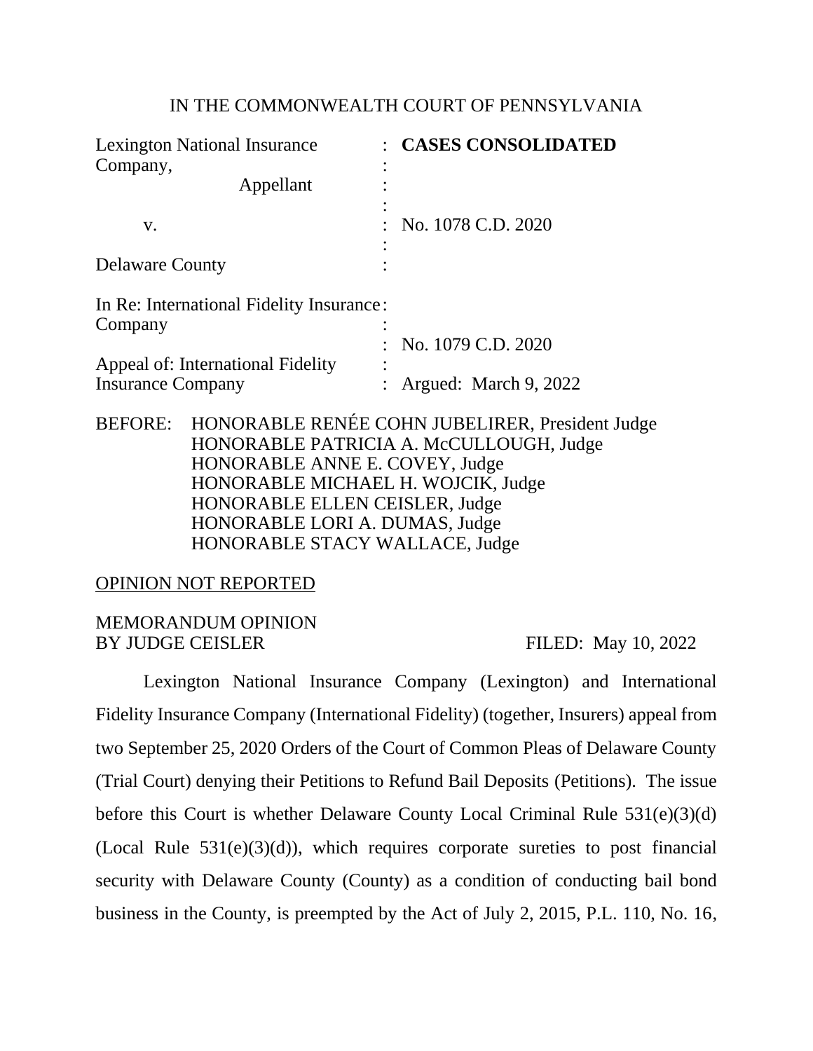IN THE COMMONWEALTH COURT OF PENNSYLVANIA

| | | |
|---|---|---|
| Lexington National Insurance Company, Appellant | : | **CASES CONSOLIDATED** |
| v. | : | No. 1078 C.D. 2020 |
| Delaware County | : | |
| In Re: International Fidelity Insurance Company | : | No. 1079 C.D. 2020 |
| Appeal of: International Fidelity Insurance Company | : | Argued: March 9, 2022 |

BEFORE: HONORABLE RENÉE COHN JUBELIRER, President Judge
HONORABLE PATRICIA A. McCULLOUGH, Judge
HONORABLE ANNE E. COVEY, Judge
HONORABLE MICHAEL H. WOJCIK, Judge
HONORABLE ELLEN CEISLER, Judge
HONORABLE LORI A. DUMAS, Judge
HONORABLE STACY WALLACE, Judge

OPINION NOT REPORTED

MEMORANDUM OPINION
BY JUDGE CEISLER FILED: May 10, 2022

Lexington National Insurance Company (Lexington) and International Fidelity Insurance Company (International Fidelity) (together, Insurers) appeal from two September 25, 2020 Orders of the Court of Common Pleas of Delaware County (Trial Court) denying their Petitions to Refund Bail Deposits (Petitions). The issue before this Court is whether Delaware County Local Criminal Rule 531(e)(3)(d) (Local Rule 531(e)(3)(d)), which requires corporate sureties to post financial security with Delaware County (County) as a condition of conducting bail bond business in the County, is preempted by the Act of July 2, 2015, P.L. 110, No. 16,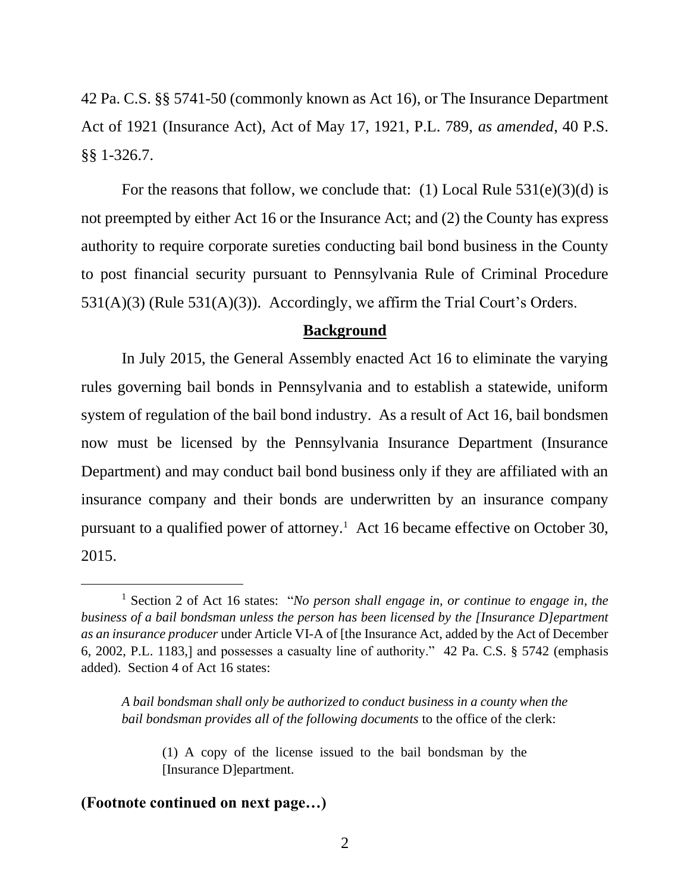42 Pa. C.S. §§ 5741-50 (commonly known as Act 16), or The Insurance Department Act of 1921 (Insurance Act), Act of May 17, 1921, P.L. 789, *as amended*, 40 P.S. §§ 1-326.7.

For the reasons that follow, we conclude that: (1) Local Rule 531(e)(3)(d) is not preempted by either Act 16 or the Insurance Act; and (2) the County has express authority to require corporate sureties conducting bail bond business in the County to post financial security pursuant to Pennsylvania Rule of Criminal Procedure 531(A)(3) (Rule 531(A)(3)). Accordingly, we affirm the Trial Court's Orders.

**Background**

In July 2015, the General Assembly enacted Act 16 to eliminate the varying rules governing bail bonds in Pennsylvania and to establish a statewide, uniform system of regulation of the bail bond industry. As a result of Act 16, bail bondsmen now must be licensed by the Pennsylvania Insurance Department (Insurance Department) and may conduct bail bond business only if they are affiliated with an insurance company and their bonds are underwritten by an insurance company pursuant to a qualified power of attorney.[1] Act 16 became effective on October 30, 2015.

---

[1] Section 2 of Act 16 states: "*No person shall engage in, or continue to engage in, the business of a bail bondsman unless the person has been licensed by the [Insurance D]epartment as an insurance producer* under Article VI-A of [the Insurance Act, added by the Act of December 6, 2002, P.L. 1183,] and possesses a casualty line of authority." 42 Pa. C.S. § 5742 (emphasis added). Section 4 of Act 16 states:

> *A bail bondsman shall only be authorized to conduct business in a county when the bail bondsman provides all of the following documents* to the office of the clerk:
>
> > (1) A copy of the license issued to the bail bondsman by the [Insurance D]epartment.

**(Footnote continued on next page…)**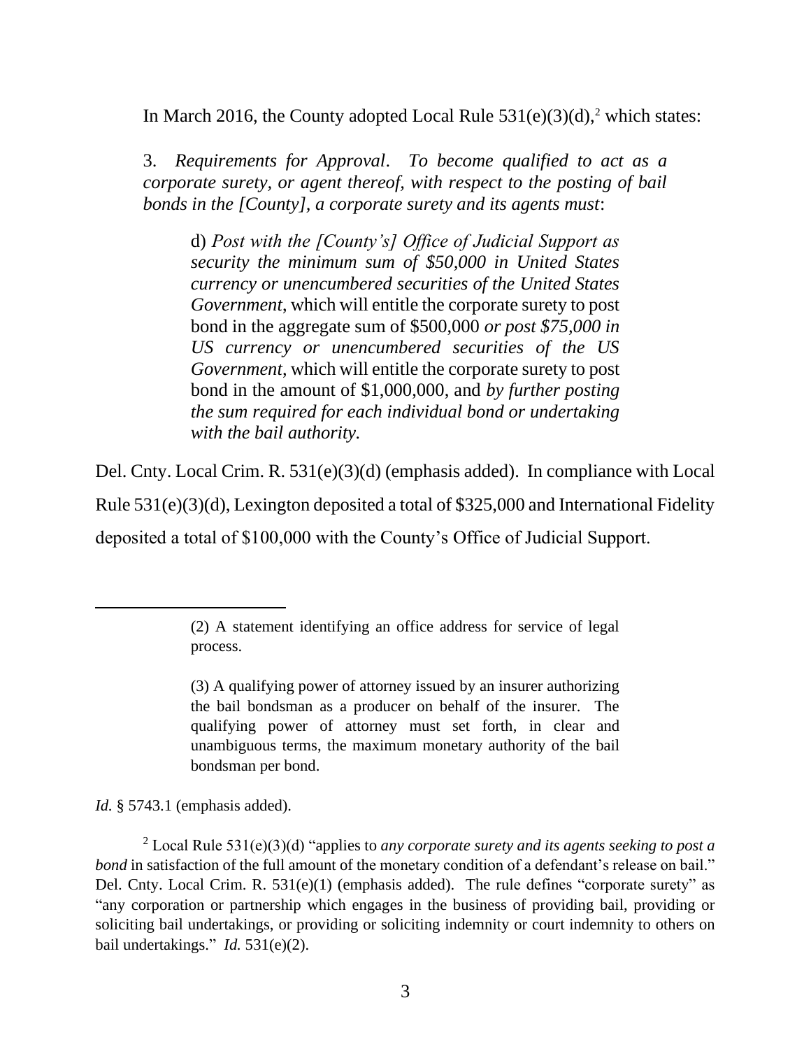In March 2016, the County adopted Local Rule 531(e)(3)(d),[2] which states:

> 3. *Requirements for Approval*. *To become qualified to act as a corporate surety, or agent thereof, with respect to the posting of bail bonds in the [County], a corporate surety and its agents must*:
>
> > d) *Post with the [County's] Office of Judicial Support as security the minimum sum of $50,000 in United States currency or unencumbered securities of the United States Government*, which will entitle the corporate surety to post bond in the aggregate sum of $500,000 *or post $75,000 in US currency or unencumbered securities of the US Government*, which will entitle the corporate surety to post bond in the amount of $1,000,000, and *by further posting the sum required for each individual bond or undertaking with the bail authority*.

Del. Cnty. Local Crim. R. 531(e)(3)(d) (emphasis added). In compliance with Local Rule 531(e)(3)(d), Lexington deposited a total of $325,000 and International Fidelity deposited a total of $100,000 with the County's Office of Judicial Support.

---

> (2) A statement identifying an office address for service of legal process.
>
> (3) A qualifying power of attorney issued by an insurer authorizing the bail bondsman as a producer on behalf of the insurer. The qualifying power of attorney must set forth, in clear and unambiguous terms, the maximum monetary authority of the bail bondsman per bond.

*Id.* § 5743.1 (emphasis added).

[2] Local Rule 531(e)(3)(d) "applies to *any corporate surety and its agents seeking to post a bond* in satisfaction of the full amount of the monetary condition of a defendant's release on bail." Del. Cnty. Local Crim. R. 531(e)(1) (emphasis added). The rule defines "corporate surety" as "any corporation or partnership which engages in the business of providing bail, providing or soliciting bail undertakings, or providing or soliciting indemnity or court indemnity to others on bail undertakings." *Id.* 531(e)(2).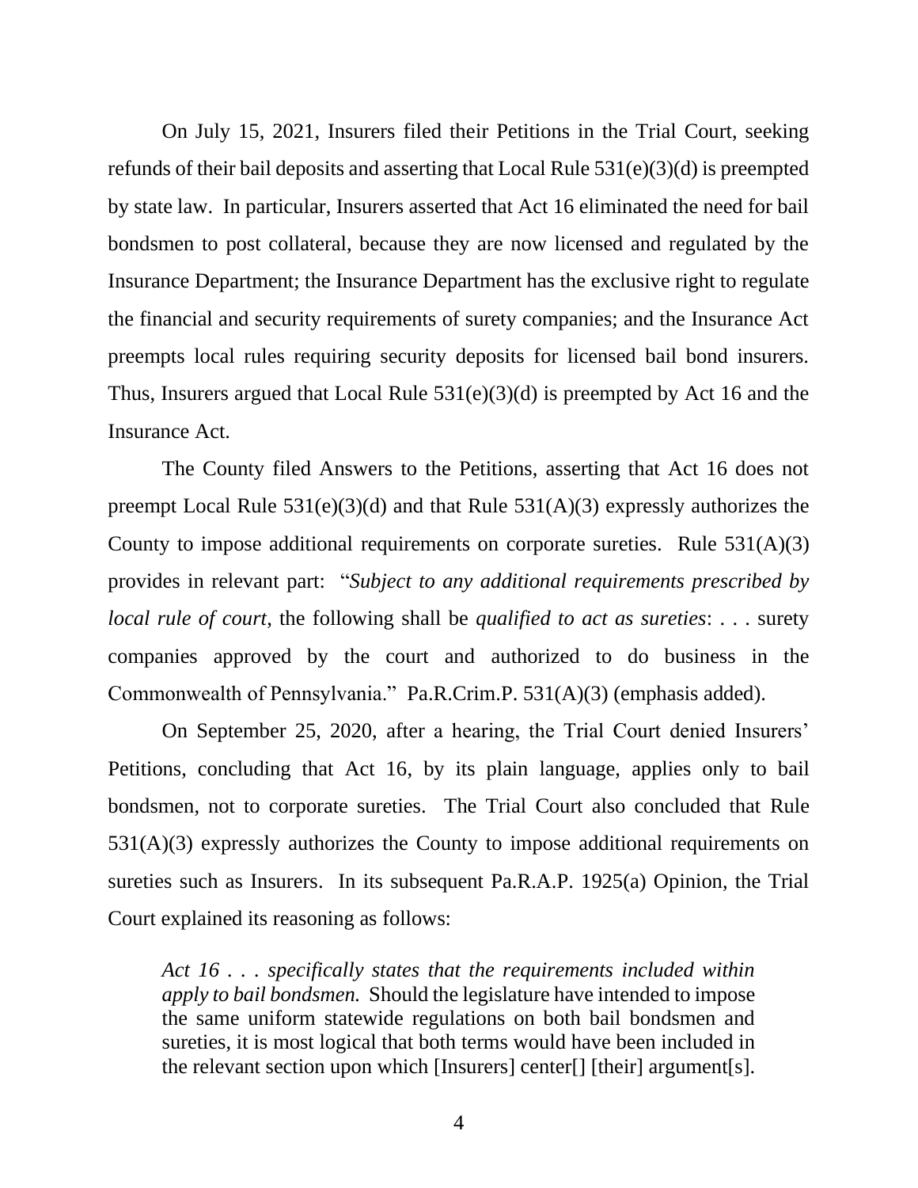On July 15, 2021, Insurers filed their Petitions in the Trial Court, seeking refunds of their bail deposits and asserting that Local Rule 531(e)(3)(d) is preempted by state law. In particular, Insurers asserted that Act 16 eliminated the need for bail bondsmen to post collateral, because they are now licensed and regulated by the Insurance Department; the Insurance Department has the exclusive right to regulate the financial and security requirements of surety companies; and the Insurance Act preempts local rules requiring security deposits for licensed bail bond insurers. Thus, Insurers argued that Local Rule 531(e)(3)(d) is preempted by Act 16 and the Insurance Act.

The County filed Answers to the Petitions, asserting that Act 16 does not preempt Local Rule 531(e)(3)(d) and that Rule 531(A)(3) expressly authorizes the County to impose additional requirements on corporate sureties. Rule 531(A)(3) provides in relevant part: "*Subject to any additional requirements prescribed by local rule of court*, the following shall be *qualified to act as sureties*: . . . surety companies approved by the court and authorized to do business in the Commonwealth of Pennsylvania." Pa.R.Crim.P. 531(A)(3) (emphasis added).

On September 25, 2020, after a hearing, the Trial Court denied Insurers' Petitions, concluding that Act 16, by its plain language, applies only to bail bondsmen, not to corporate sureties. The Trial Court also concluded that Rule 531(A)(3) expressly authorizes the County to impose additional requirements on sureties such as Insurers. In its subsequent Pa.R.A.P. 1925(a) Opinion, the Trial Court explained its reasoning as follows:

> *Act 16 . . . specifically states that the requirements included within apply to bail bondsmen.* Should the legislature have intended to impose the same uniform statewide regulations on both bail bondsmen and sureties, it is most logical that both terms would have been included in the relevant section upon which [Insurers] center[] [their] argument[s].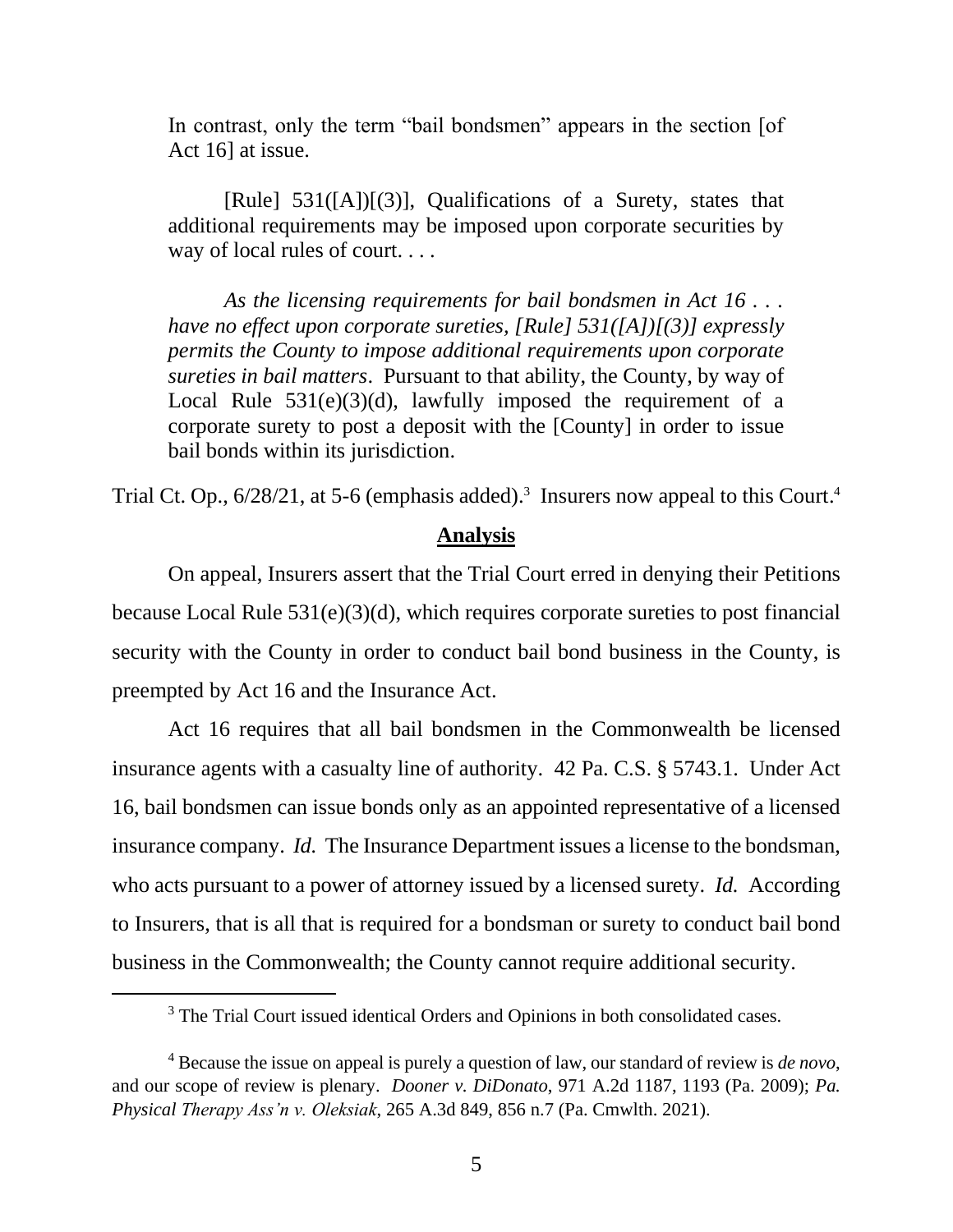> In contrast, only the term "bail bondsmen" appears in the section [of Act 16] at issue.
>
> [Rule] 531([A])[(3)], Qualifications of a Surety, states that additional requirements may be imposed upon corporate securities by way of local rules of court. . . .
>
> *As the licensing requirements for bail bondsmen in Act 16 . . . have no effect upon corporate sureties, [Rule] 531([A])[(3)] expressly permits the County to impose additional requirements upon corporate sureties in bail matters*. Pursuant to that ability, the County, by way of Local Rule 531(e)(3)(d), lawfully imposed the requirement of a corporate surety to post a deposit with the [County] in order to issue bail bonds within its jurisdiction.

Trial Ct. Op., 6/28/21, at 5-6 (emphasis added).[3] Insurers now appeal to this Court.[4]

## Analysis

On appeal, Insurers assert that the Trial Court erred in denying their Petitions because Local Rule 531(e)(3)(d), which requires corporate sureties to post financial security with the County in order to conduct bail bond business in the County, is preempted by Act 16 and the Insurance Act.

Act 16 requires that all bail bondsmen in the Commonwealth be licensed insurance agents with a casualty line of authority. 42 Pa. C.S. § 5743.1. Under Act 16, bail bondsmen can issue bonds only as an appointed representative of a licensed insurance company. *Id.* The Insurance Department issues a license to the bondsman, who acts pursuant to a power of attorney issued by a licensed surety. *Id.* According to Insurers, that is all that is required for a bondsman or surety to conduct bail bond business in the Commonwealth; the County cannot require additional security.

---

[3] The Trial Court issued identical Orders and Opinions in both consolidated cases.

[4] Because the issue on appeal is purely a question of law, our standard of review is *de novo*, and our scope of review is plenary. *Dooner v. DiDonato*, 971 A.2d 1187, 1193 (Pa. 2009); *Pa. Physical Therapy Ass'n v. Oleksiak*, 265 A.3d 849, 856 n.7 (Pa. Cmwlth. 2021).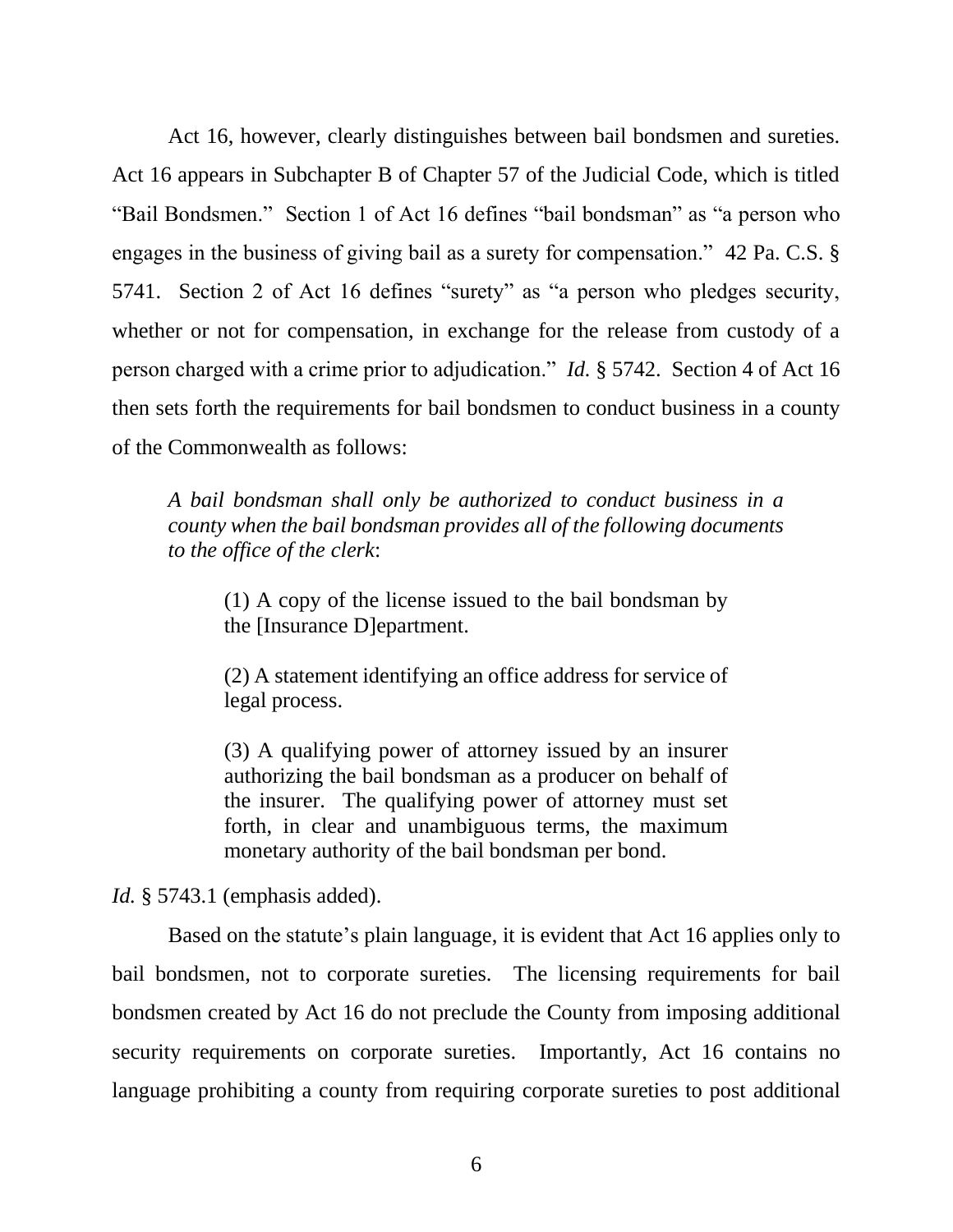Act 16, however, clearly distinguishes between bail bondsmen and sureties. Act 16 appears in Subchapter B of Chapter 57 of the Judicial Code, which is titled "Bail Bondsmen." Section 1 of Act 16 defines "bail bondsman" as "a person who engages in the business of giving bail as a surety for compensation." 42 Pa. C.S. § 5741. Section 2 of Act 16 defines "surety" as "a person who pledges security, whether or not for compensation, in exchange for the release from custody of a person charged with a crime prior to adjudication." *Id.* § 5742. Section 4 of Act 16 then sets forth the requirements for bail bondsmen to conduct business in a county of the Commonwealth as follows:

> *A bail bondsman shall only be authorized to conduct business in a county when the bail bondsman provides all of the following documents to the office of the clerk*:
>
> > (1) A copy of the license issued to the bail bondsman by the [Insurance D]epartment.
> >
> > (2) A statement identifying an office address for service of legal process.
> >
> > (3) A qualifying power of attorney issued by an insurer authorizing the bail bondsman as a producer on behalf of the insurer. The qualifying power of attorney must set forth, in clear and unambiguous terms, the maximum monetary authority of the bail bondsman per bond.

*Id.* § 5743.1 (emphasis added).

Based on the statute's plain language, it is evident that Act 16 applies only to bail bondsmen, not to corporate sureties. The licensing requirements for bail bondsmen created by Act 16 do not preclude the County from imposing additional security requirements on corporate sureties. Importantly, Act 16 contains no language prohibiting a county from requiring corporate sureties to post additional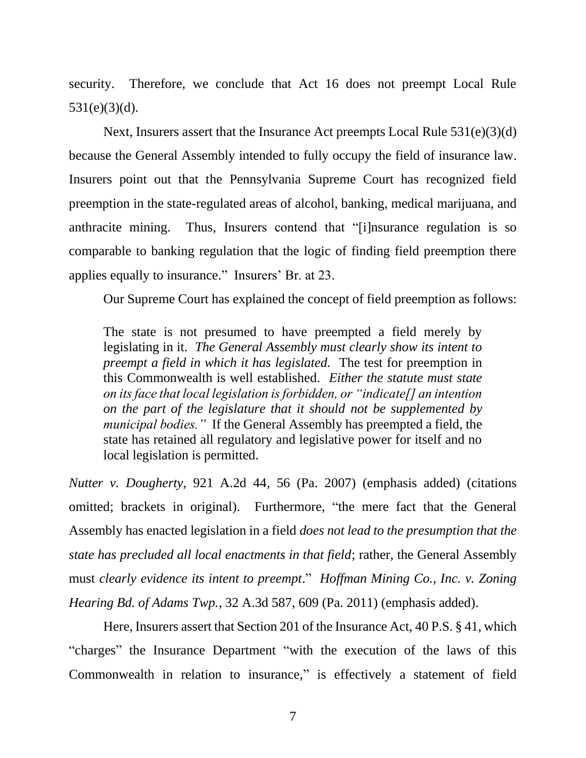security. Therefore, we conclude that Act 16 does not preempt Local Rule 531(e)(3)(d).

Next, Insurers assert that the Insurance Act preempts Local Rule 531(e)(3)(d) because the General Assembly intended to fully occupy the field of insurance law. Insurers point out that the Pennsylvania Supreme Court has recognized field preemption in the state-regulated areas of alcohol, banking, medical marijuana, and anthracite mining. Thus, Insurers contend that "[i]nsurance regulation is so comparable to banking regulation that the logic of finding field preemption there applies equally to insurance." Insurers' Br. at 23.

Our Supreme Court has explained the concept of field preemption as follows:

> The state is not presumed to have preempted a field merely by legislating in it. *The General Assembly must clearly show its intent to preempt a field in which it has legislated.* The test for preemption in this Commonwealth is well established. *Either the statute must state on its face that local legislation is forbidden, or "indicate[] an intention on the part of the legislature that it should not be supplemented by municipal bodies."* If the General Assembly has preempted a field, the state has retained all regulatory and legislative power for itself and no local legislation is permitted.

*Nutter v. Dougherty*, 921 A.2d 44, 56 (Pa. 2007) (emphasis added) (citations omitted; brackets in original). Furthermore, "the mere fact that the General Assembly has enacted legislation in a field *does not lead to the presumption that the state has precluded all local enactments in that field*; rather, the General Assembly must *clearly evidence its intent to preempt*." *Hoffman Mining Co., Inc. v. Zoning Hearing Bd. of Adams Twp.*, 32 A.3d 587, 609 (Pa. 2011) (emphasis added).

Here, Insurers assert that Section 201 of the Insurance Act, 40 P.S. § 41, which "charges" the Insurance Department "with the execution of the laws of this Commonwealth in relation to insurance," is effectively a statement of field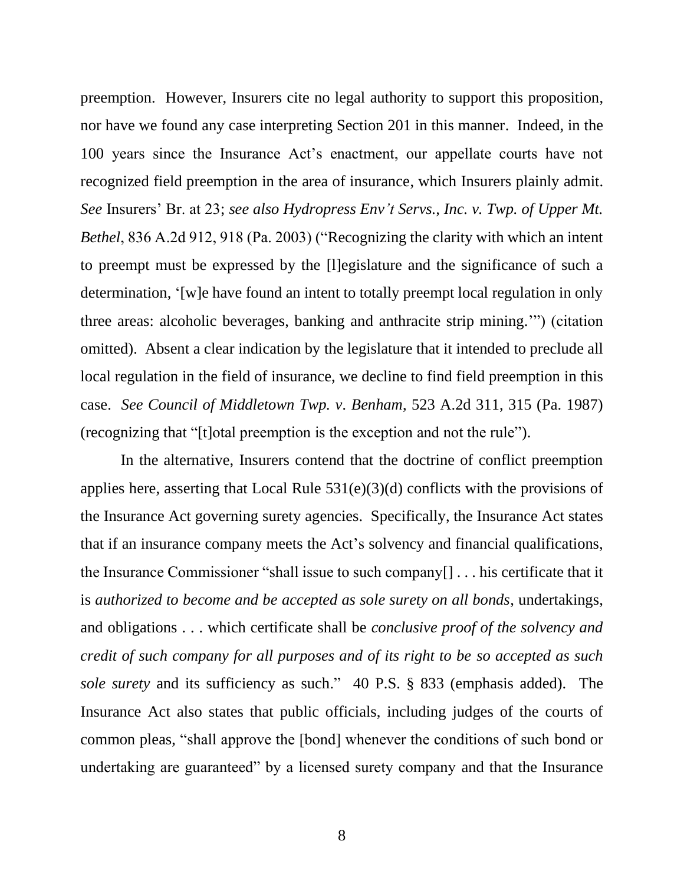preemption. However, Insurers cite no legal authority to support this proposition, nor have we found any case interpreting Section 201 in this manner. Indeed, in the 100 years since the Insurance Act's enactment, our appellate courts have not recognized field preemption in the area of insurance, which Insurers plainly admit. *See* Insurers' Br. at 23; *see also Hydropress Env't Servs., Inc. v. Twp. of Upper Mt. Bethel*, 836 A.2d 912, 918 (Pa. 2003) ("Recognizing the clarity with which an intent to preempt must be expressed by the [l]egislature and the significance of such a determination, '[w]e have found an intent to totally preempt local regulation in only three areas: alcoholic beverages, banking and anthracite strip mining.'") (citation omitted). Absent a clear indication by the legislature that it intended to preclude all local regulation in the field of insurance, we decline to find field preemption in this case. *See Council of Middletown Twp. v. Benham*, 523 A.2d 311, 315 (Pa. 1987) (recognizing that "[t]otal preemption is the exception and not the rule").

In the alternative, Insurers contend that the doctrine of conflict preemption applies here, asserting that Local Rule 531(e)(3)(d) conflicts with the provisions of the Insurance Act governing surety agencies. Specifically, the Insurance Act states that if an insurance company meets the Act's solvency and financial qualifications, the Insurance Commissioner "shall issue to such company[] . . . his certificate that it is *authorized to become and be accepted as sole surety on all bonds*, undertakings, and obligations . . . which certificate shall be *conclusive proof of the solvency and credit of such company for all purposes and of its right to be so accepted as such sole surety* and its sufficiency as such." 40 P.S. § 833 (emphasis added). The Insurance Act also states that public officials, including judges of the courts of common pleas, "shall approve the [bond] whenever the conditions of such bond or undertaking are guaranteed" by a licensed surety company and that the Insurance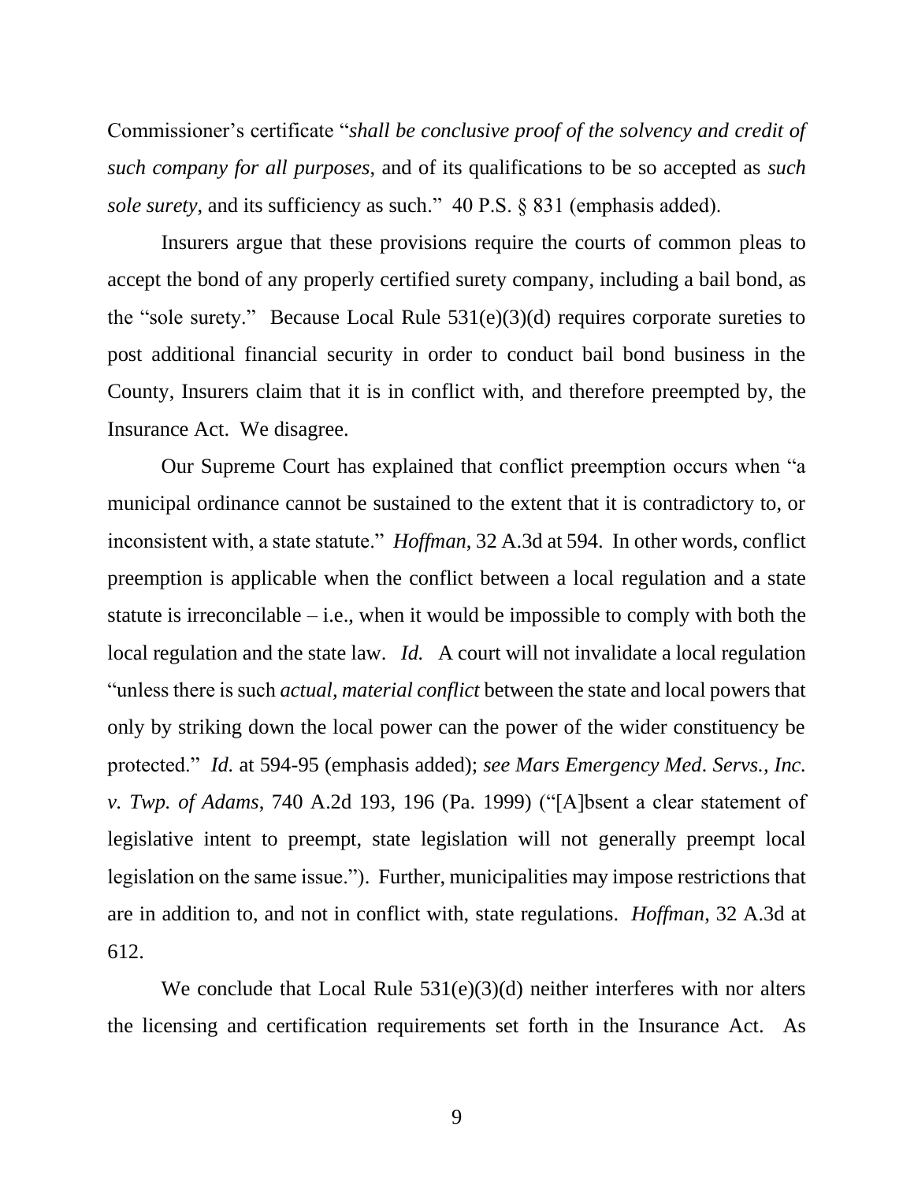Commissioner's certificate "*shall be conclusive proof of the solvency and credit of such company for all purposes*, and of its qualifications to be so accepted as *such sole surety*, and its sufficiency as such." 40 P.S. § 831 (emphasis added).

Insurers argue that these provisions require the courts of common pleas to accept the bond of any properly certified surety company, including a bail bond, as the "sole surety." Because Local Rule 531(e)(3)(d) requires corporate sureties to post additional financial security in order to conduct bail bond business in the County, Insurers claim that it is in conflict with, and therefore preempted by, the Insurance Act. We disagree.

Our Supreme Court has explained that conflict preemption occurs when "a municipal ordinance cannot be sustained to the extent that it is contradictory to, or inconsistent with, a state statute." *Hoffman*, 32 A.3d at 594. In other words, conflict preemption is applicable when the conflict between a local regulation and a state statute is irreconcilable – i.e., when it would be impossible to comply with both the local regulation and the state law. *Id.* A court will not invalidate a local regulation "unless there is such *actual, material conflict* between the state and local powers that only by striking down the local power can the power of the wider constituency be protected." *Id.* at 594-95 (emphasis added); *see Mars Emergency Med. Servs., Inc. v. Twp. of Adams*, 740 A.2d 193, 196 (Pa. 1999) ("[A]bsent a clear statement of legislative intent to preempt, state legislation will not generally preempt local legislation on the same issue."). Further, municipalities may impose restrictions that are in addition to, and not in conflict with, state regulations. *Hoffman*, 32 A.3d at 612.

We conclude that Local Rule 531(e)(3)(d) neither interferes with nor alters the licensing and certification requirements set forth in the Insurance Act. As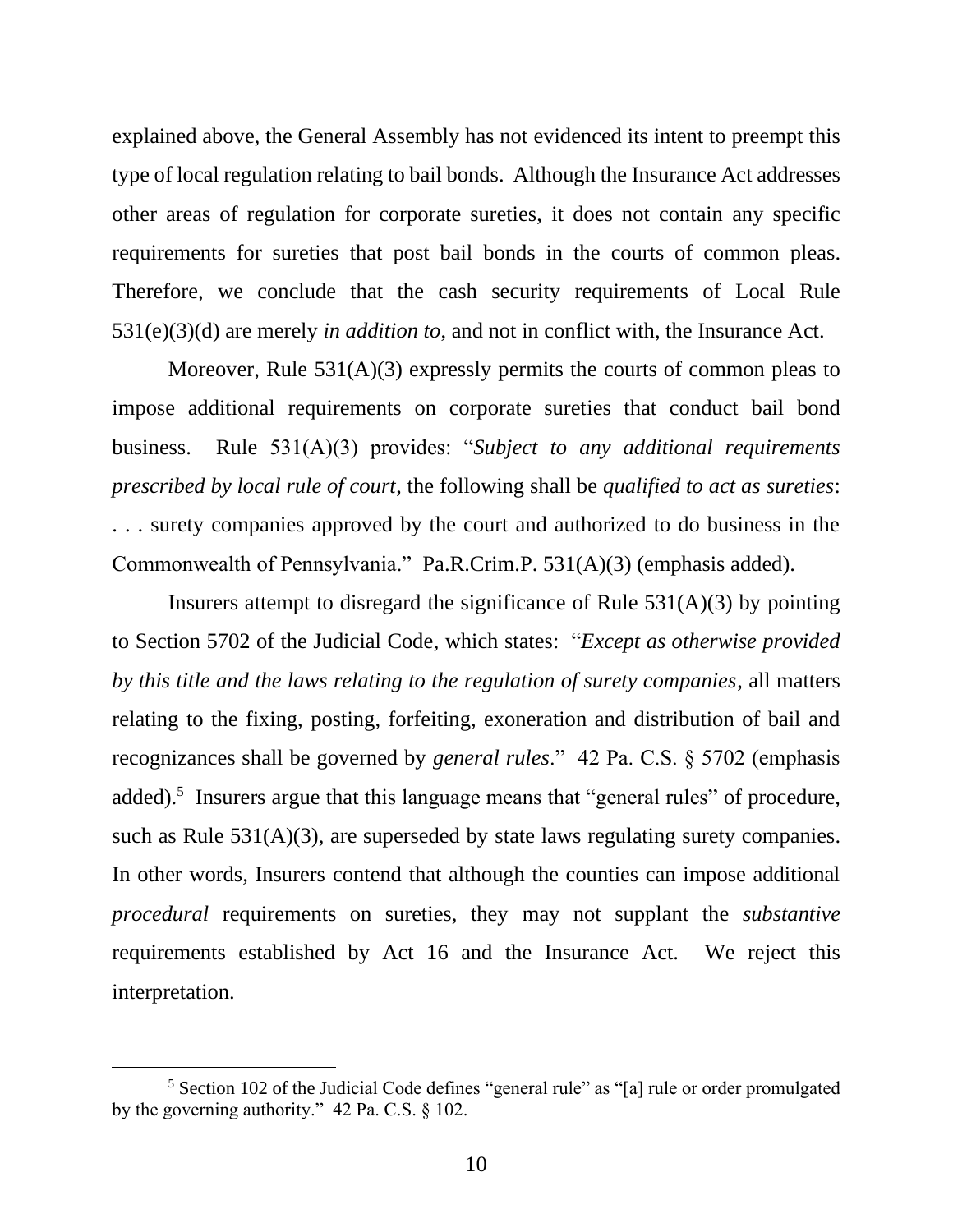explained above, the General Assembly has not evidenced its intent to preempt this type of local regulation relating to bail bonds. Although the Insurance Act addresses other areas of regulation for corporate sureties, it does not contain any specific requirements for sureties that post bail bonds in the courts of common pleas. Therefore, we conclude that the cash security requirements of Local Rule 531(e)(3)(d) are merely *in addition to*, and not in conflict with, the Insurance Act.

Moreover, Rule 531(A)(3) expressly permits the courts of common pleas to impose additional requirements on corporate sureties that conduct bail bond business. Rule 531(A)(3) provides: "*Subject to any additional requirements prescribed by local rule of court*, the following shall be *qualified to act as sureties*: . . . surety companies approved by the court and authorized to do business in the Commonwealth of Pennsylvania." Pa.R.Crim.P. 531(A)(3) (emphasis added).

Insurers attempt to disregard the significance of Rule 531(A)(3) by pointing to Section 5702 of the Judicial Code, which states: "*Except as otherwise provided by this title and the laws relating to the regulation of surety companies*, all matters relating to the fixing, posting, forfeiting, exoneration and distribution of bail and recognizances shall be governed by *general rules*." 42 Pa. C.S. § 5702 (emphasis added).[5] Insurers argue that this language means that "general rules" of procedure, such as Rule 531(A)(3), are superseded by state laws regulating surety companies. In other words, Insurers contend that although the counties can impose additional *procedural* requirements on sureties, they may not supplant the *substantive* requirements established by Act 16 and the Insurance Act. We reject this interpretation.

---

[5] Section 102 of the Judicial Code defines "general rule" as "[a] rule or order promulgated by the governing authority." 42 Pa. C.S. § 102.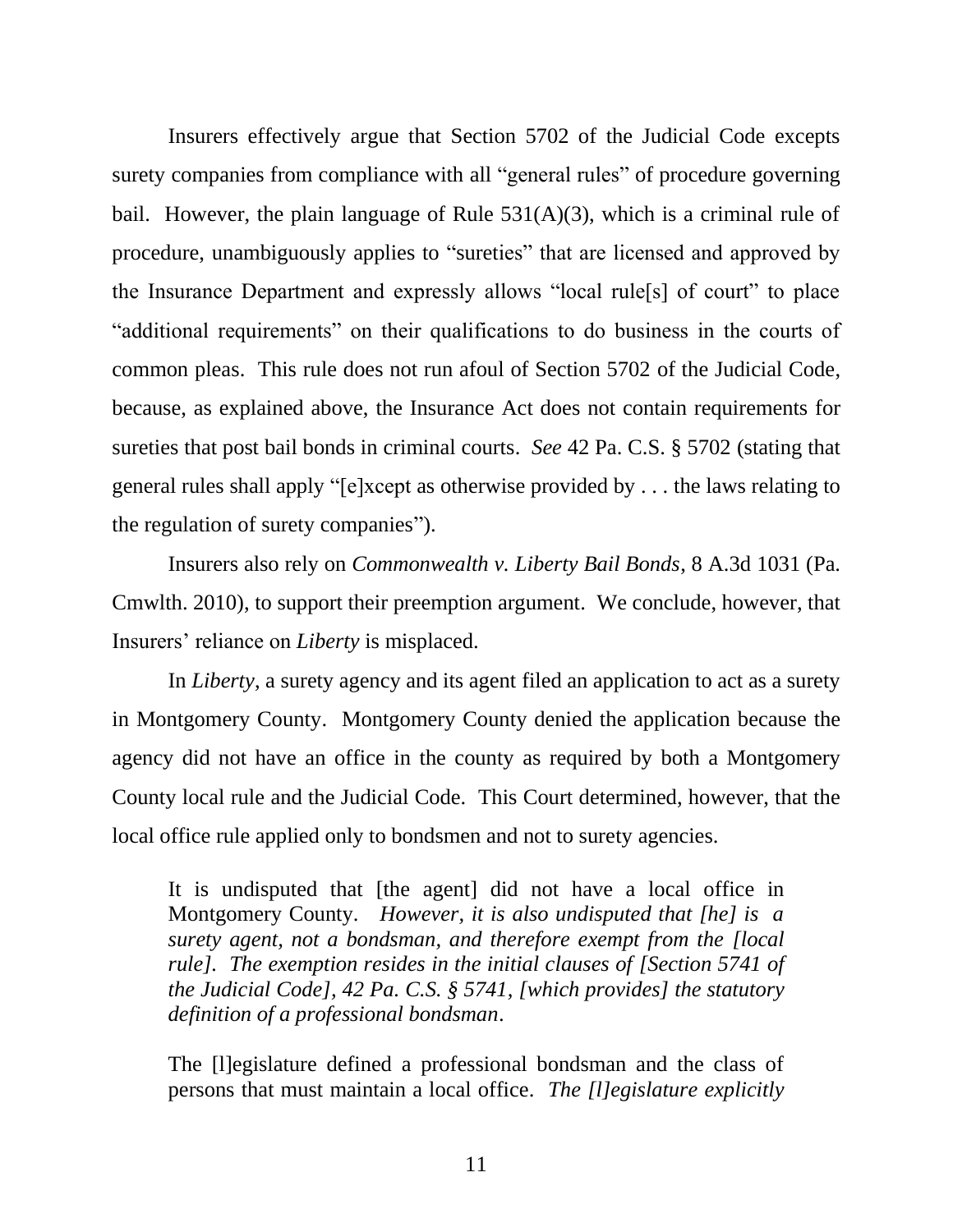Insurers effectively argue that Section 5702 of the Judicial Code excepts surety companies from compliance with all "general rules" of procedure governing bail. However, the plain language of Rule 531(A)(3), which is a criminal rule of procedure, unambiguously applies to "sureties" that are licensed and approved by the Insurance Department and expressly allows "local rule[s] of court" to place "additional requirements" on their qualifications to do business in the courts of common pleas. This rule does not run afoul of Section 5702 of the Judicial Code, because, as explained above, the Insurance Act does not contain requirements for sureties that post bail bonds in criminal courts. *See* 42 Pa. C.S. § 5702 (stating that general rules shall apply "[e]xcept as otherwise provided by . . . the laws relating to the regulation of surety companies").

Insurers also rely on *Commonwealth v. Liberty Bail Bonds*, 8 A.3d 1031 (Pa. Cmwlth. 2010), to support their preemption argument. We conclude, however, that Insurers' reliance on *Liberty* is misplaced.

In *Liberty*, a surety agency and its agent filed an application to act as a surety in Montgomery County. Montgomery County denied the application because the agency did not have an office in the county as required by both a Montgomery County local rule and the Judicial Code. This Court determined, however, that the local office rule applied only to bondsmen and not to surety agencies.

> It is undisputed that [the agent] did not have a local office in Montgomery County. *However, it is also undisputed that [he] is a surety agent, not a bondsman, and therefore exempt from the [local rule]. The exemption resides in the initial clauses of [Section 5741 of the Judicial Code], 42 Pa. C.S. § 5741, [which provides] the statutory definition of a professional bondsman*.
>
> The [l]egislature defined a professional bondsman and the class of persons that must maintain a local office. *The [l]egislature explicitly*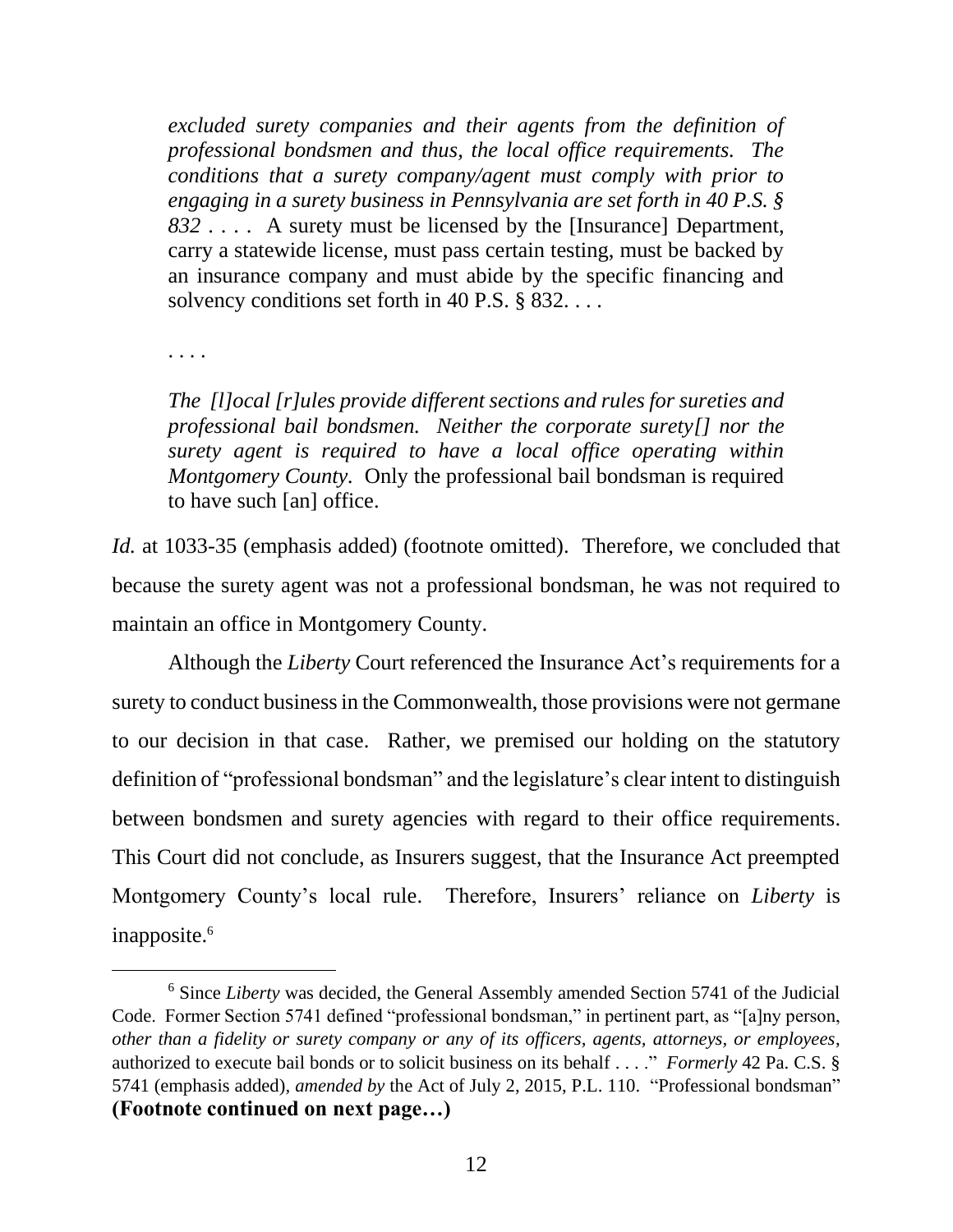> *excluded surety companies and their agents from the definition of professional bondsmen and thus, the local office requirements. The conditions that a surety company/agent must comply with prior to engaging in a surety business in Pennsylvania are set forth in 40 P.S. § 832* . . . . A surety must be licensed by the [Insurance] Department, carry a statewide license, must pass certain testing, must be backed by an insurance company and must abide by the specific financing and solvency conditions set forth in 40 P.S. § 832. . . .
>
> . . . .
>
> *The [l]ocal [r]ules provide different sections and rules for sureties and professional bail bondsmen. Neither the corporate surety[] nor the surety agent is required to have a local office operating within Montgomery County.* Only the professional bail bondsman is required to have such [an] office.

*Id.* at 1033-35 (emphasis added) (footnote omitted). Therefore, we concluded that because the surety agent was not a professional bondsman, he was not required to maintain an office in Montgomery County.

Although the *Liberty* Court referenced the Insurance Act's requirements for a surety to conduct business in the Commonwealth, those provisions were not germane to our decision in that case. Rather, we premised our holding on the statutory definition of "professional bondsman" and the legislature's clear intent to distinguish between bondsmen and surety agencies with regard to their office requirements. This Court did not conclude, as Insurers suggest, that the Insurance Act preempted Montgomery County's local rule. Therefore, Insurers' reliance on *Liberty* is inapposite.[6]

---

[6] Since *Liberty* was decided, the General Assembly amended Section 5741 of the Judicial Code. Former Section 5741 defined "professional bondsman," in pertinent part, as "[a]ny person, *other than a fidelity or surety company or any of its officers, agents, attorneys, or employees*, authorized to execute bail bonds or to solicit business on its behalf . . . ." *Formerly* 42 Pa. C.S. § 5741 (emphasis added), *amended by* the Act of July 2, 2015, P.L. 110. "Professional bondsman"

**(Footnote continued on next page…)**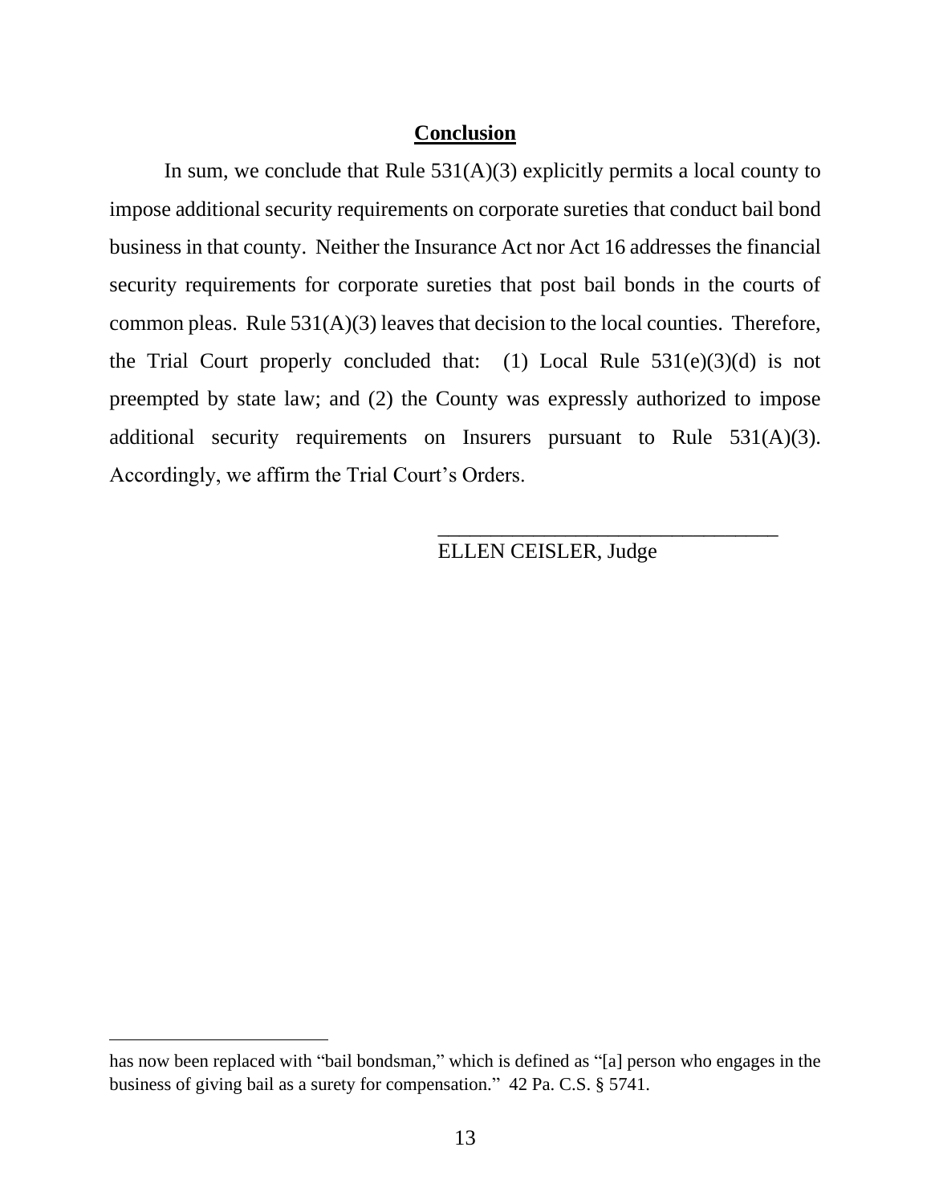## Conclusion

In sum, we conclude that Rule 531(A)(3) explicitly permits a local county to impose additional security requirements on corporate sureties that conduct bail bond business in that county. Neither the Insurance Act nor Act 16 addresses the financial security requirements for corporate sureties that post bail bonds in the courts of common pleas. Rule 531(A)(3) leaves that decision to the local counties. Therefore, the Trial Court properly concluded that: (1) Local Rule 531(e)(3)(d) is not preempted by state law; and (2) the County was expressly authorized to impose additional security requirements on Insurers pursuant to Rule 531(A)(3). Accordingly, we affirm the Trial Court's Orders.

\_\_\_\_\_\_\_\_\_\_\_\_\_\_\_\_\_\_\_\_\_\_\_\_\_\_\_\_\_\_\_\_
ELLEN CEISLER, Judge

---

has now been replaced with "bail bondsman," which is defined as "[a] person who engages in the business of giving bail as a surety for compensation." 42 Pa. C.S. § 5741.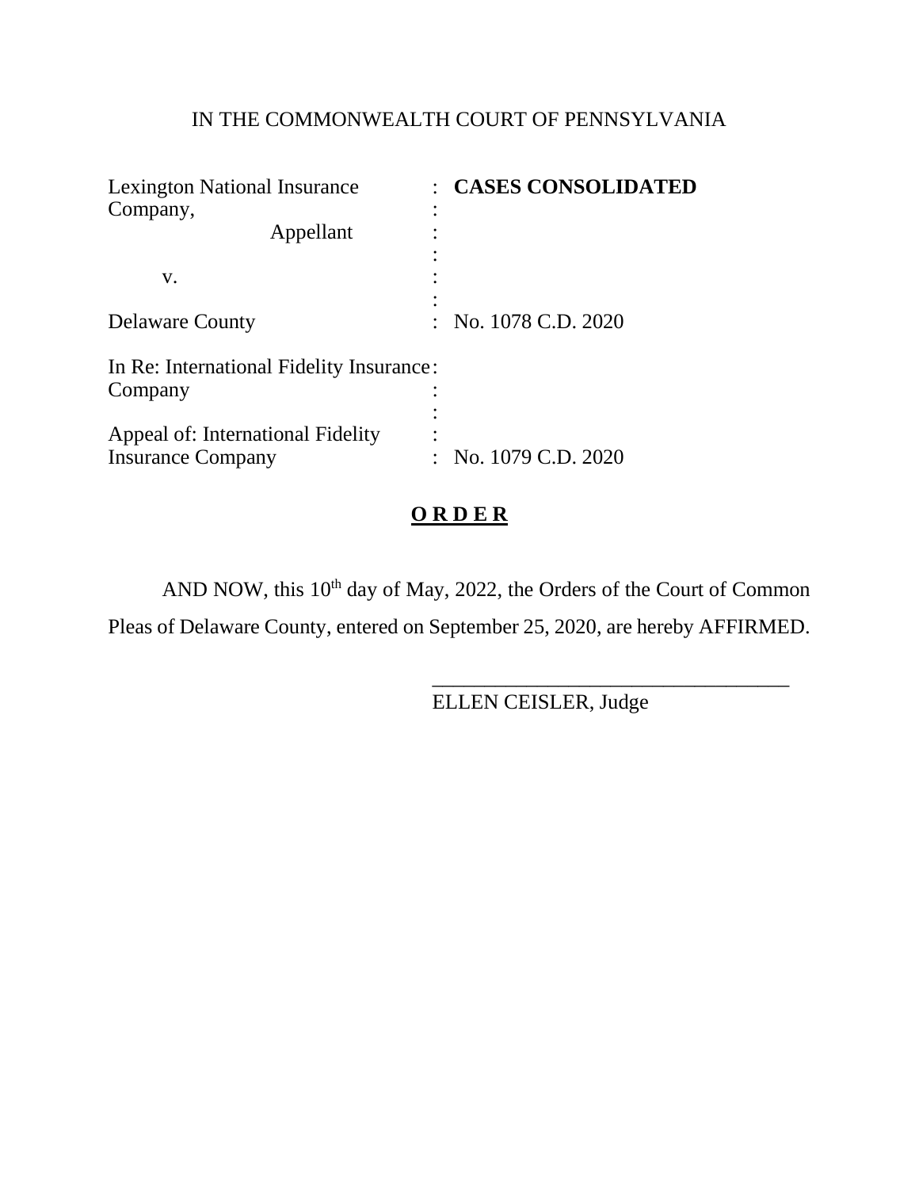IN THE COMMONWEALTH COURT OF PENNSYLVANIA

| | | |
|---|---|---|
| Lexington National Insurance Company, Appellant | : | **CASES CONSOLIDATED** |
| v. | : | |
| Delaware County | : | No. 1078 C.D. 2020 |
| In Re: International Fidelity Insurance Company | : | |
| Appeal of: International Fidelity Insurance Company | : | No. 1079 C.D. 2020 |

**O R D E R**

AND NOW, this 10th day of May, 2022, the Orders of the Court of Common Pleas of Delaware County, entered on September 25, 2020, are hereby AFFIRMED.

\_\_\_\_\_\_\_\_\_\_\_\_\_\_\_\_\_\_\_\_\_\_\_\_\_\_\_\_\_\_\_\_\_\_\_

ELLEN CEISLER, Judge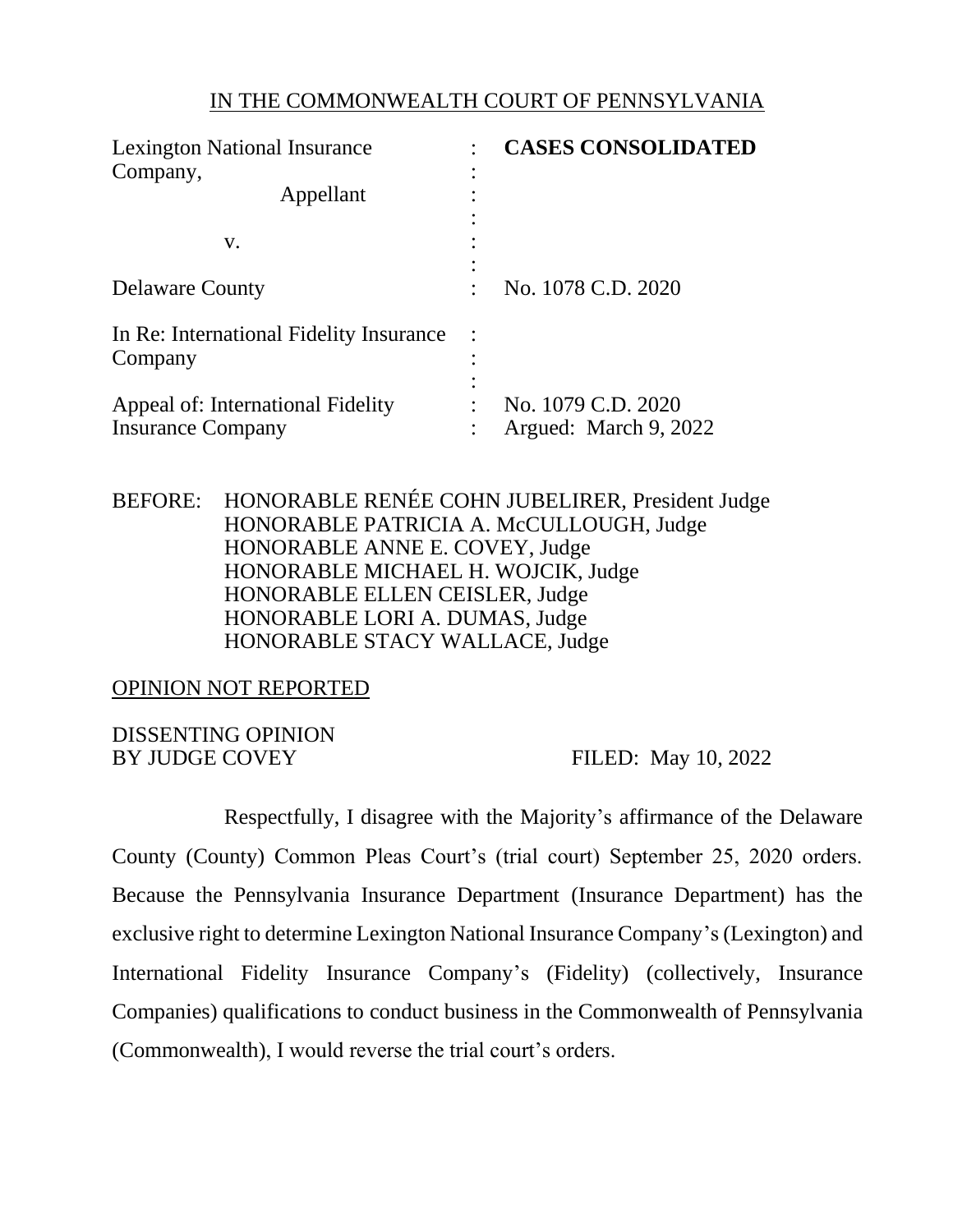IN THE COMMONWEALTH COURT OF PENNSYLVANIA

| | | |
|---|---|---|
| Lexington National Insurance Company, Appellant | : | **CASES CONSOLIDATED** |
| v. | : | |
| Delaware County | : | No. 1078 C.D. 2020 |
| In Re: International Fidelity Insurance Company | : | |
| Appeal of: International Fidelity Insurance Company | : | No. 1079 C.D. 2020 Argued: March 9, 2022 |

BEFORE: HONORABLE RENÉE COHN JUBELIRER, President Judge
HONORABLE PATRICIA A. McCULLOUGH, Judge
HONORABLE ANNE E. COVEY, Judge
HONORABLE MICHAEL H. WOJCIK, Judge
HONORABLE ELLEN CEISLER, Judge
HONORABLE LORI A. DUMAS, Judge
HONORABLE STACY WALLACE, Judge

OPINION NOT REPORTED

DISSENTING OPINION
BY JUDGE COVEY FILED: May 10, 2022

Respectfully, I disagree with the Majority's affirmance of the Delaware County (County) Common Pleas Court's (trial court) September 25, 2020 orders. Because the Pennsylvania Insurance Department (Insurance Department) has the exclusive right to determine Lexington National Insurance Company's (Lexington) and International Fidelity Insurance Company's (Fidelity) (collectively, Insurance Companies) qualifications to conduct business in the Commonwealth of Pennsylvania (Commonwealth), I would reverse the trial court's orders.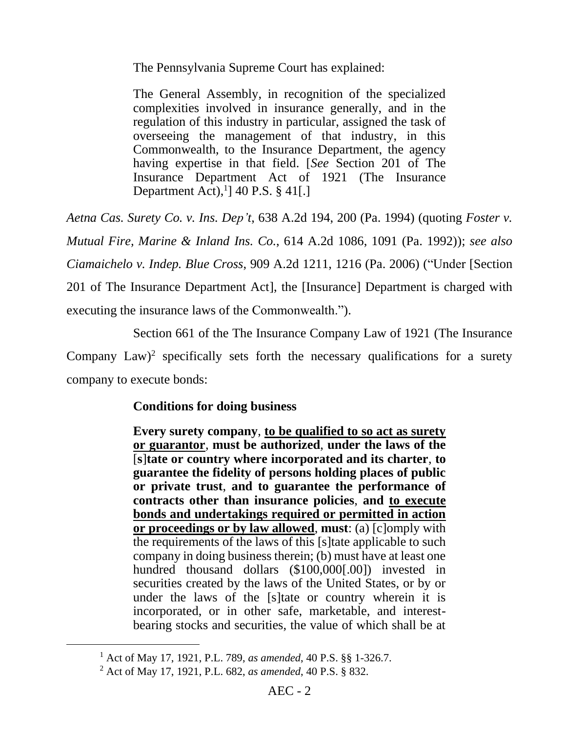The Pennsylvania Supreme Court has explained:

> The General Assembly, in recognition of the specialized complexities involved in insurance generally, and in the regulation of this industry in particular, assigned the task of overseeing the management of that industry, in this Commonwealth, to the Insurance Department, the agency having expertise in that field. [*See* Section 201 of The Insurance Department Act of 1921 (The Insurance Department Act),[1]] 40 P.S. § 41[.]

*Aetna Cas. Surety Co. v. Ins. Dep't*, 638 A.2d 194, 200 (Pa. 1994) (quoting *Foster v. Mutual Fire, Marine & Inland Ins. Co.*, 614 A.2d 1086, 1091 (Pa. 1992)); *see also Ciamaichelo v. Indep. Blue Cross*, 909 A.2d 1211, 1216 (Pa. 2006) ("Under [Section 201 of The Insurance Department Act], the [Insurance] Department is charged with executing the insurance laws of the Commonwealth.").

Section 661 of the The Insurance Company Law of 1921 (The Insurance Company Law)[2] specifically sets forth the necessary qualifications for a surety company to execute bonds:

> **Conditions for doing business**
>
> **Every surety company**, **<u>to be qualified to so act as surety or guarantor</u>**, **must be authorized**, **under the laws of the [s]tate or country where incorporated and its charter**, **to guarantee the fidelity of persons holding places of public or private trust**, **and to guarantee the performance of contracts other than insurance policies**, **and <u>to execute bonds and undertakings required or permitted in action or proceedings or by law allowed</u>**, **must**: (a) [c]omply with the requirements of the laws of this [s]tate applicable to such company in doing business therein; (b) must have at least one hundred thousand dollars ($100,000[.00]) invested in securities created by the laws of the United States, or by or under the laws of the [s]tate or country wherein it is incorporated, or in other safe, marketable, and interest-bearing stocks and securities, the value of which shall be at

[1] Act of May 17, 1921, P.L. 789, *as amended*, 40 P.S. §§ 1-326.7.

[2] Act of May 17, 1921, P.L. 682, *as amended*, 40 P.S. § 832.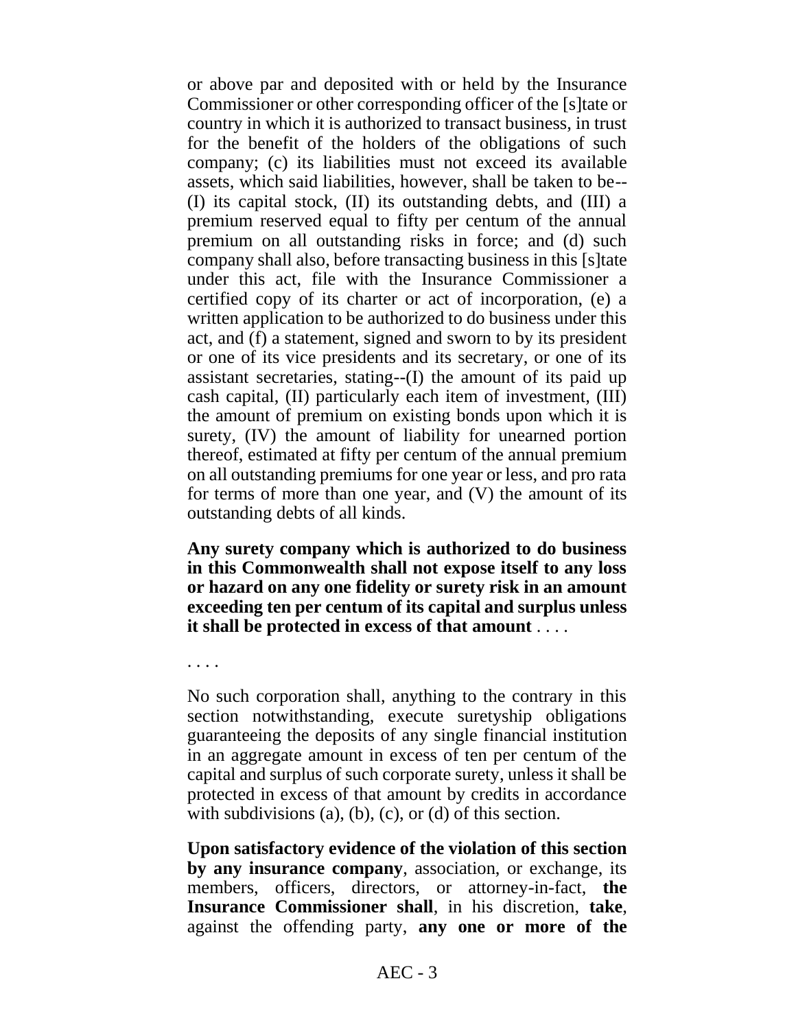or above par and deposited with or held by the Insurance Commissioner or other corresponding officer of the [s]tate or country in which it is authorized to transact business, in trust for the benefit of the holders of the obligations of such company; (c) its liabilities must not exceed its available assets, which said liabilities, however, shall be taken to be--(I) its capital stock, (II) its outstanding debts, and (III) a premium reserved equal to fifty per centum of the annual premium on all outstanding risks in force; and (d) such company shall also, before transacting business in this [s]tate under this act, file with the Insurance Commissioner a certified copy of its charter or act of incorporation, (e) a written application to be authorized to do business under this act, and (f) a statement, signed and sworn to by its president or one of its vice presidents and its secretary, or one of its assistant secretaries, stating--(I) the amount of its paid up cash capital, (II) particularly each item of investment, (III) the amount of premium on existing bonds upon which it is surety, (IV) the amount of liability for unearned portion thereof, estimated at fifty per centum of the annual premium on all outstanding premiums for one year or less, and pro rata for terms of more than one year, and (V) the amount of its outstanding debts of all kinds.

**Any surety company which is authorized to do business in this Commonwealth shall not expose itself to any loss or hazard on any one fidelity or surety risk in an amount exceeding ten per centum of its capital and surplus unless it shall be protected in excess of that amount** . . . .

. . . .

No such corporation shall, anything to the contrary in this section notwithstanding, execute suretyship obligations guaranteeing the deposits of any single financial institution in an aggregate amount in excess of ten per centum of the capital and surplus of such corporate surety, unless it shall be protected in excess of that amount by credits in accordance with subdivisions (a), (b), (c), or (d) of this section.

**Upon satisfactory evidence of the violation of this section by any insurance company**, association, or exchange, its members, officers, directors, or attorney-in-fact, **the Insurance Commissioner shall**, in his discretion, **take**, against the offending party, **any one or more of the**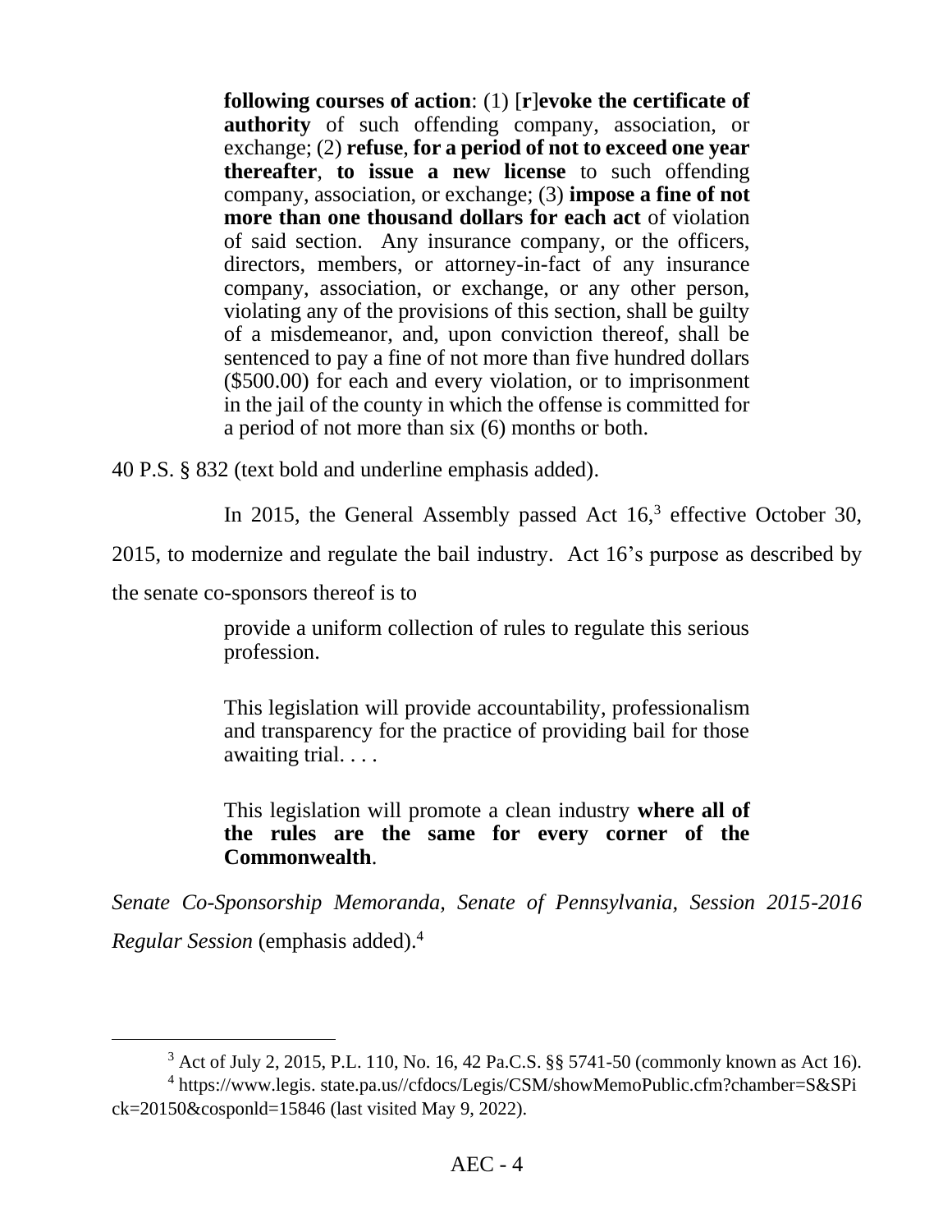> **following courses of action**: (1) [**r**]**evoke the certificate of authority** of such offending company, association, or exchange; (2) **refuse**, **for a period of not to exceed one year thereafter**, **to issue a new license** to such offending company, association, or exchange; (3) **impose a fine of not more than one thousand dollars for each act** of violation of said section. Any insurance company, or the officers, directors, members, or attorney-in-fact of any insurance company, association, or exchange, or any other person, violating any of the provisions of this section, shall be guilty of a misdemeanor, and, upon conviction thereof, shall be sentenced to pay a fine of not more than five hundred dollars ($500.00) for each and every violation, or to imprisonment in the jail of the county in which the offense is committed for a period of not more than six (6) months or both.

40 P.S. § 832 (text bold and underline emphasis added).

In 2015, the General Assembly passed Act 16,[3] effective October 30, 2015, to modernize and regulate the bail industry. Act 16's purpose as described by the senate co-sponsors thereof is to

> provide a uniform collection of rules to regulate this serious profession.
>
> This legislation will provide accountability, professionalism and transparency for the practice of providing bail for those awaiting trial. . . .
>
> This legislation will promote a clean industry **where all of the rules are the same for every corner of the Commonwealth**.

*Senate Co-Sponsorship Memoranda, Senate of Pennsylvania, Session 2015-2016 Regular Session* (emphasis added).[4]

---

[3] Act of July 2, 2015, P.L. 110, No. 16, 42 Pa.C.S. §§ 5741-50 (commonly known as Act 16).

[4] https://www.legis. state.pa.us//cfdocs/Legis/CSM/showMemoPublic.cfm?chamber=S&SPick=20150&cosponId=15846 (last visited May 9, 2022).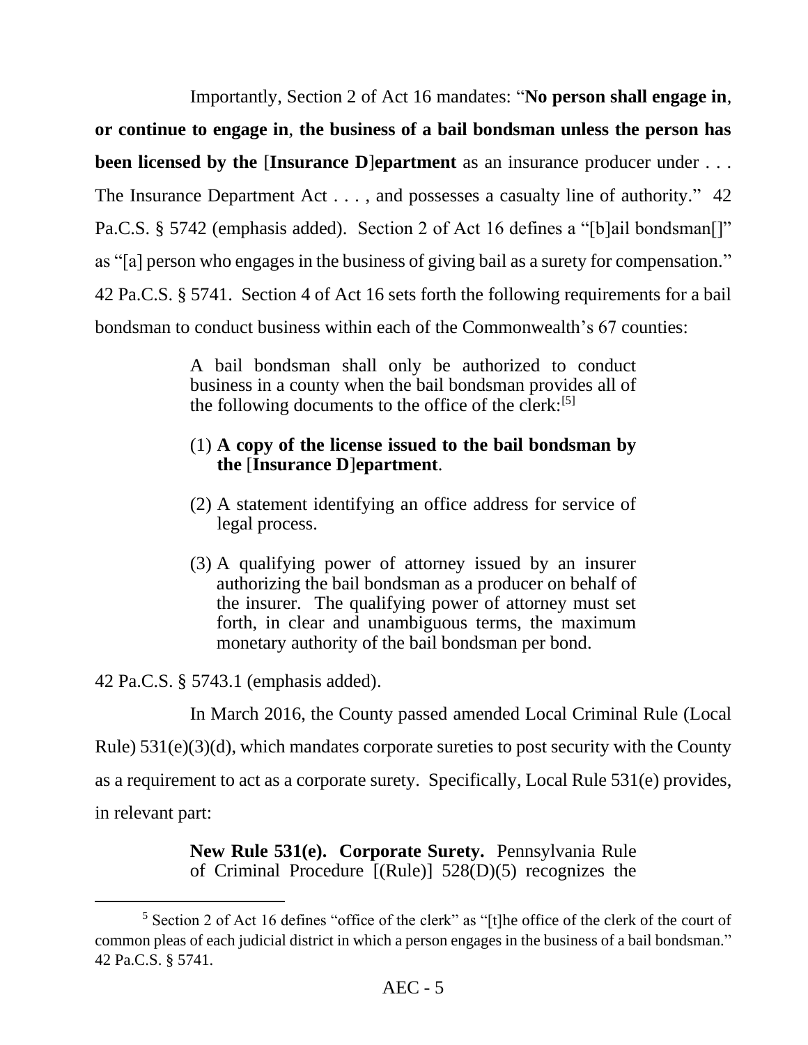Importantly, Section 2 of Act 16 mandates: "**No person shall engage in**, **or continue to engage in**, **the business of a bail bondsman unless the person has been licensed by the** [**Insurance D**]**epartment** as an insurance producer under . . . The Insurance Department Act . . . , and possesses a casualty line of authority." 42 Pa.C.S. § 5742 (emphasis added). Section 2 of Act 16 defines a "[b]ail bondsman[]" as "[a] person who engages in the business of giving bail as a surety for compensation." 42 Pa.C.S. § 5741. Section 4 of Act 16 sets forth the following requirements for a bail bondsman to conduct business within each of the Commonwealth's 67 counties:

> A bail bondsman shall only be authorized to conduct business in a county when the bail bondsman provides all of the following documents to the office of the clerk:[5]
>
> (1) **A copy of the license issued to the bail bondsman by the** [**Insurance D**]**epartment**.
>
> (2) A statement identifying an office address for service of legal process.
>
> (3) A qualifying power of attorney issued by an insurer authorizing the bail bondsman as a producer on behalf of the insurer. The qualifying power of attorney must set forth, in clear and unambiguous terms, the maximum monetary authority of the bail bondsman per bond.

42 Pa.C.S. § 5743.1 (emphasis added).

In March 2016, the County passed amended Local Criminal Rule (Local Rule) 531(e)(3)(d), which mandates corporate sureties to post security with the County as a requirement to act as a corporate surety. Specifically, Local Rule 531(e) provides, in relevant part:

> **New Rule 531(e). Corporate Surety.** Pennsylvania Rule of Criminal Procedure [(Rule)] 528(D)(5) recognizes the

[5] Section 2 of Act 16 defines "office of the clerk" as "[t]he office of the clerk of the court of common pleas of each judicial district in which a person engages in the business of a bail bondsman." 42 Pa.C.S. § 5741.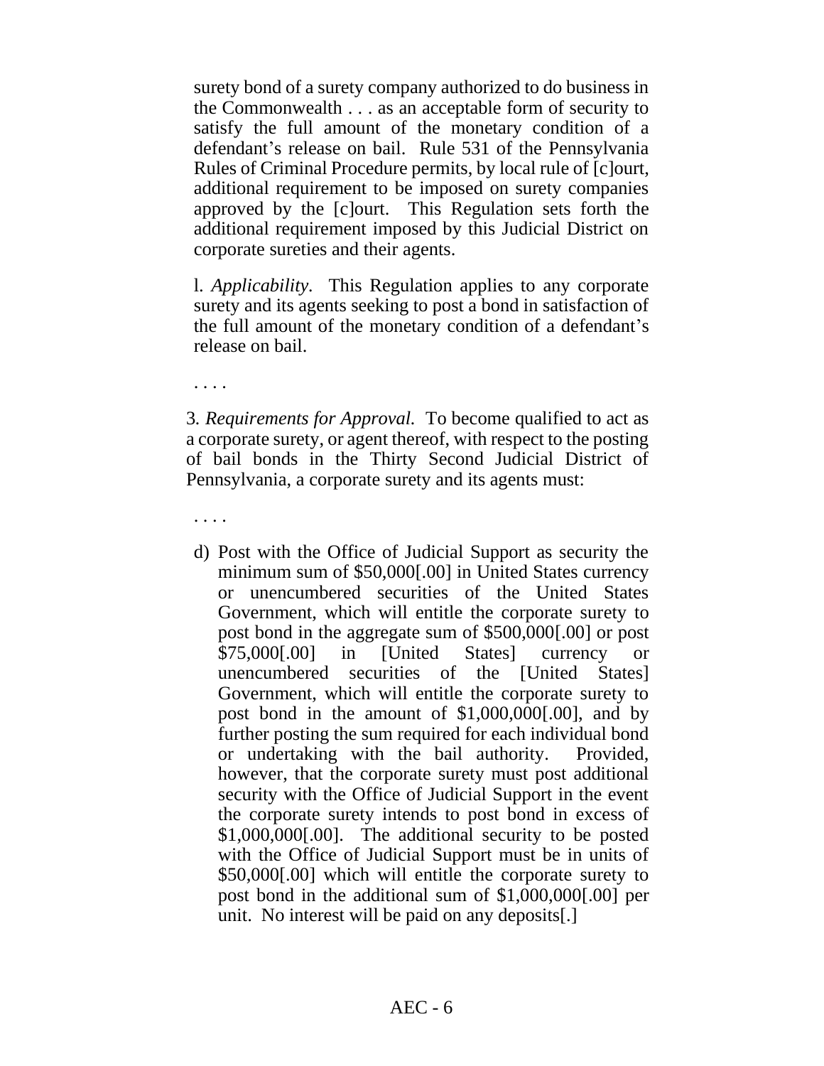surety bond of a surety company authorized to do business in the Commonwealth . . . as an acceptable form of security to satisfy the full amount of the monetary condition of a defendant's release on bail. Rule 531 of the Pennsylvania Rules of Criminal Procedure permits, by local rule of [c]ourt, additional requirement to be imposed on surety companies approved by the [c]ourt. This Regulation sets forth the additional requirement imposed by this Judicial District on corporate sureties and their agents.

l. *Applicability*. This Regulation applies to any corporate surety and its agents seeking to post a bond in satisfaction of the full amount of the monetary condition of a defendant's release on bail.

. . . .

3. *Requirements for Approval*. To become qualified to act as a corporate surety, or agent thereof, with respect to the posting of bail bonds in the Thirty Second Judicial District of Pennsylvania, a corporate surety and its agents must:

. . . .

d) Post with the Office of Judicial Support as security the minimum sum of $50,000[.00] in United States currency or unencumbered securities of the United States Government, which will entitle the corporate surety to post bond in the aggregate sum of $500,000[.00] or post $75,000[.00] in [United States] currency or unencumbered securities of the [United States] Government, which will entitle the corporate surety to post bond in the amount of $1,000,000[.00], and by further posting the sum required for each individual bond or undertaking with the bail authority. Provided, however, that the corporate surety must post additional security with the Office of Judicial Support in the event the corporate surety intends to post bond in excess of $1,000,000[.00]. The additional security to be posted with the Office of Judicial Support must be in units of $50,000[.00] which will entitle the corporate surety to post bond in the additional sum of $1,000,000[.00] per unit. No interest will be paid on any deposits[.]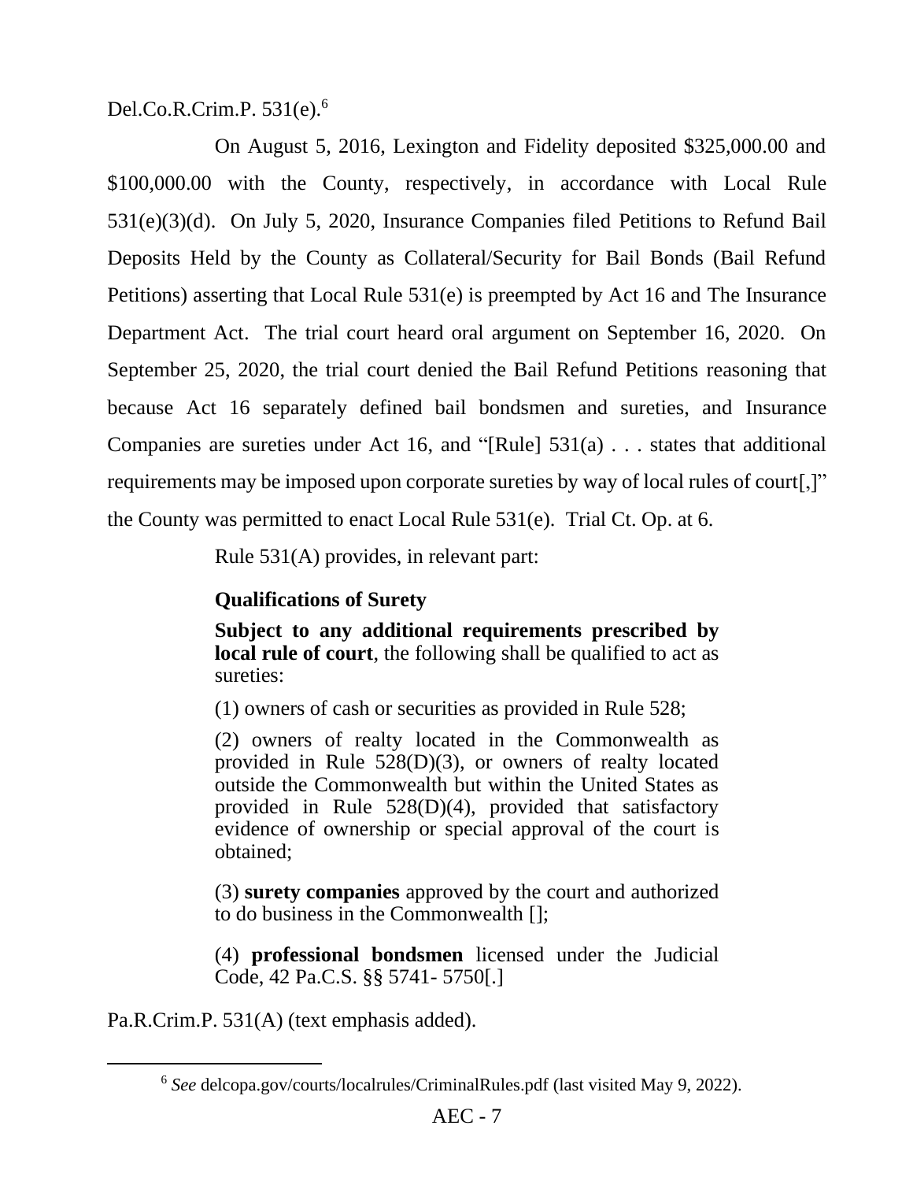Del.Co.R.Crim.P. 531(e).[6]

On August 5, 2016, Lexington and Fidelity deposited $325,000.00 and $100,000.00 with the County, respectively, in accordance with Local Rule 531(e)(3)(d). On July 5, 2020, Insurance Companies filed Petitions to Refund Bail Deposits Held by the County as Collateral/Security for Bail Bonds (Bail Refund Petitions) asserting that Local Rule 531(e) is preempted by Act 16 and The Insurance Department Act. The trial court heard oral argument on September 16, 2020. On September 25, 2020, the trial court denied the Bail Refund Petitions reasoning that because Act 16 separately defined bail bondsmen and sureties, and Insurance Companies are sureties under Act 16, and "[Rule] 531(a) . . . states that additional requirements may be imposed upon corporate sureties by way of local rules of court[,]" the County was permitted to enact Local Rule 531(e). Trial Ct. Op. at 6.

Rule 531(A) provides, in relevant part:

> **Qualifications of Surety**
>
> **Subject to any additional requirements prescribed by local rule of court**, the following shall be qualified to act as sureties:
>
> (1) owners of cash or securities as provided in Rule 528;
>
> (2) owners of realty located in the Commonwealth as provided in Rule 528(D)(3), or owners of realty located outside the Commonwealth but within the United States as provided in Rule 528(D)(4), provided that satisfactory evidence of ownership or special approval of the court is obtained;
>
> (3) **surety companies** approved by the court and authorized to do business in the Commonwealth [];
>
> (4) **professional bondsmen** licensed under the Judicial Code, 42 Pa.C.S. §§ 5741- 5750[.]

Pa.R.Crim.P. 531(A) (text emphasis added).

[6] *See* delcopa.gov/courts/localrules/CriminalRules.pdf (last visited May 9, 2022).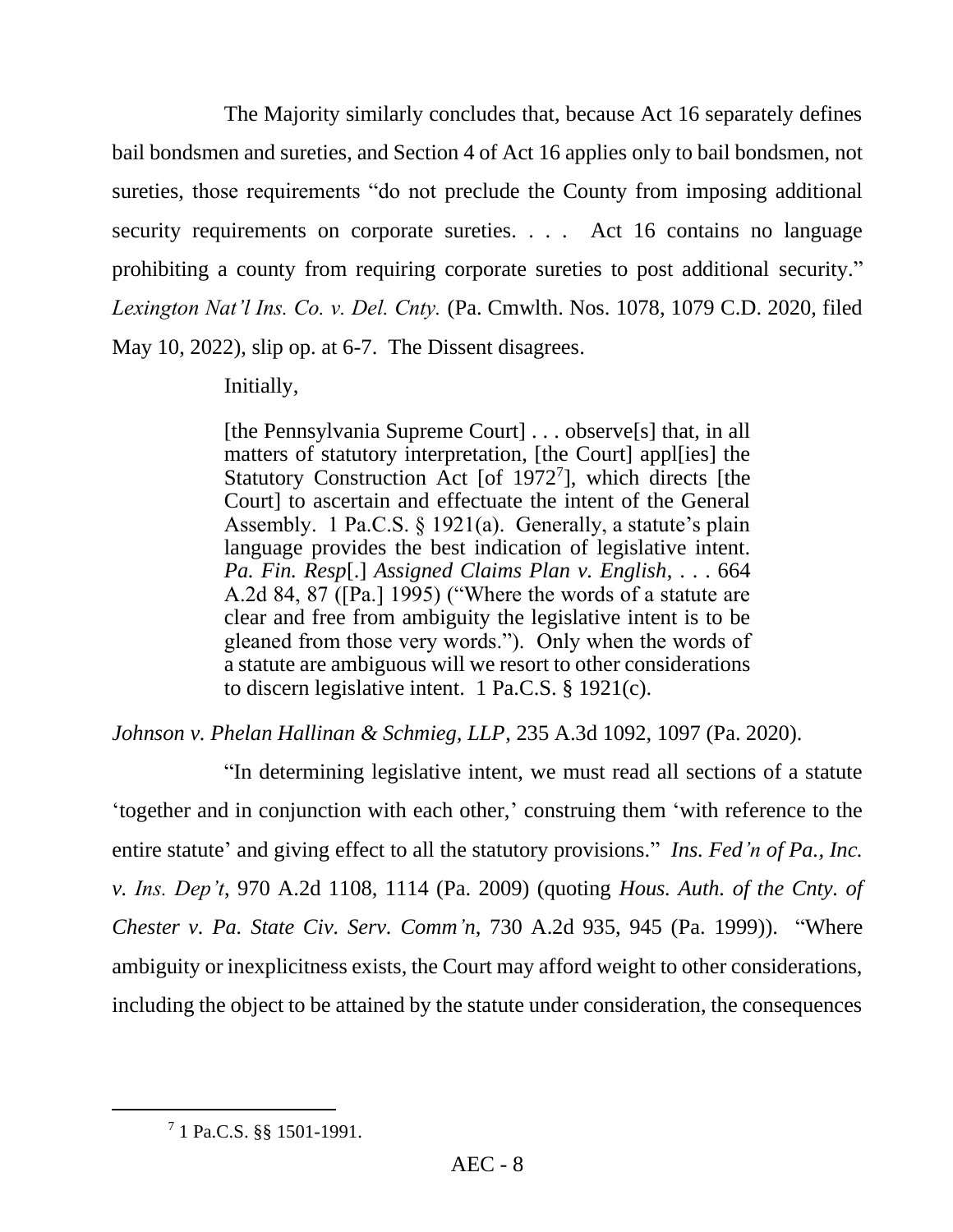The Majority similarly concludes that, because Act 16 separately defines bail bondsmen and sureties, and Section 4 of Act 16 applies only to bail bondsmen, not sureties, those requirements "do not preclude the County from imposing additional security requirements on corporate sureties. . . . Act 16 contains no language prohibiting a county from requiring corporate sureties to post additional security." *Lexington Nat'l Ins. Co. v. Del. Cnty.* (Pa. Cmwlth. Nos. 1078, 1079 C.D. 2020, filed May 10, 2022), slip op. at 6-7. The Dissent disagrees.

Initially,

> [the Pennsylvania Supreme Court] . . . observe[s] that, in all matters of statutory interpretation, [the Court] appl[ies] the Statutory Construction Act [of 1972[7]], which directs [the Court] to ascertain and effectuate the intent of the General Assembly. 1 Pa.C.S. § 1921(a). Generally, a statute's plain language provides the best indication of legislative intent. *Pa. Fin. Resp*[.] *Assigned Claims Plan v. English*, . . . 664 A.2d 84, 87 ([Pa.] 1995) ("Where the words of a statute are clear and free from ambiguity the legislative intent is to be gleaned from those very words."). Only when the words of a statute are ambiguous will we resort to other considerations to discern legislative intent. 1 Pa.C.S. § 1921(c).

*Johnson v. Phelan Hallinan & Schmieg, LLP*, 235 A.3d 1092, 1097 (Pa. 2020).

"In determining legislative intent, we must read all sections of a statute 'together and in conjunction with each other,' construing them 'with reference to the entire statute' and giving effect to all the statutory provisions." *Ins. Fed'n of Pa., Inc. v. Ins. Dep't*, 970 A.2d 1108, 1114 (Pa. 2009) (quoting *Hous. Auth. of the Cnty. of Chester v. Pa. State Civ. Serv. Comm'n*, 730 A.2d 935, 945 (Pa. 1999)). "Where ambiguity or inexplicitness exists, the Court may afford weight to other considerations, including the object to be attained by the statute under consideration, the consequences

[7] 1 Pa.C.S. §§ 1501-1991.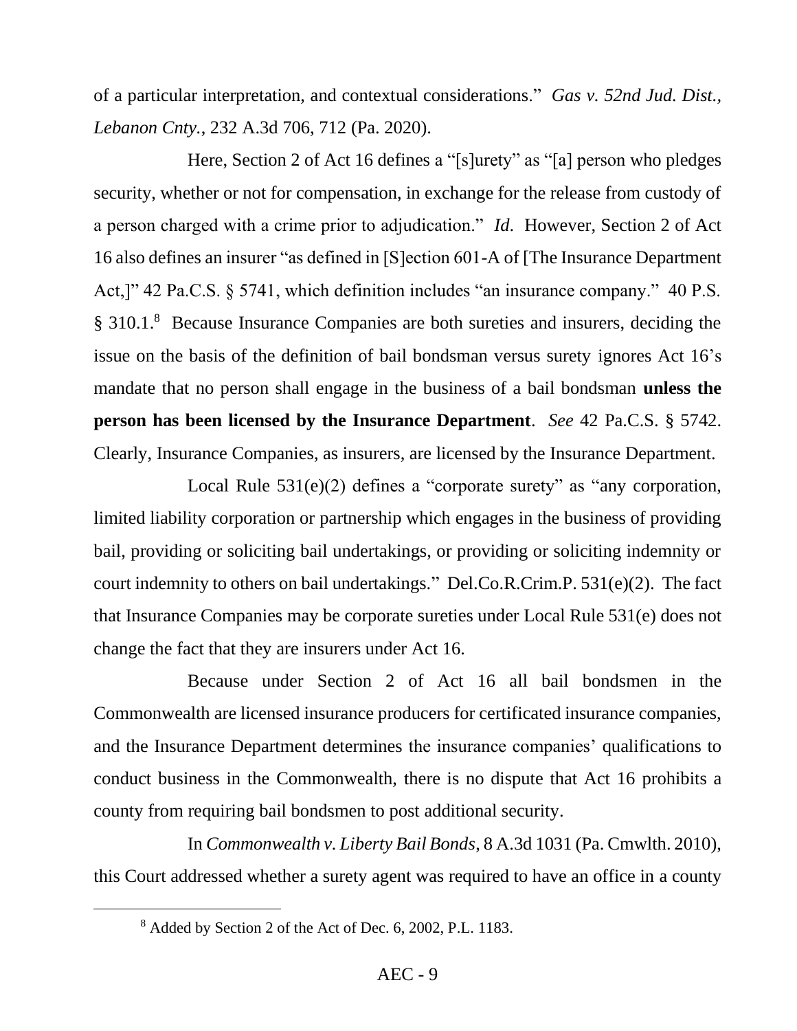of a particular interpretation, and contextual considerations." *Gas v. 52nd Jud. Dist., Lebanon Cnty.*, 232 A.3d 706, 712 (Pa. 2020).

Here, Section 2 of Act 16 defines a "[s]urety" as "[a] person who pledges security, whether or not for compensation, in exchange for the release from custody of a person charged with a crime prior to adjudication." *Id.* However, Section 2 of Act 16 also defines an insurer "as defined in [S]ection 601-A of [The Insurance Department Act,]" 42 Pa.C.S. § 5741, which definition includes "an insurance company." 40 P.S. § 310.1.[8] Because Insurance Companies are both sureties and insurers, deciding the issue on the basis of the definition of bail bondsman versus surety ignores Act 16's mandate that no person shall engage in the business of a bail bondsman **unless the person has been licensed by the Insurance Department**. *See* 42 Pa.C.S. § 5742. Clearly, Insurance Companies, as insurers, are licensed by the Insurance Department.

Local Rule 531(e)(2) defines a "corporate surety" as "any corporation, limited liability corporation or partnership which engages in the business of providing bail, providing or soliciting bail undertakings, or providing or soliciting indemnity or court indemnity to others on bail undertakings." Del.Co.R.Crim.P. 531(e)(2). The fact that Insurance Companies may be corporate sureties under Local Rule 531(e) does not change the fact that they are insurers under Act 16.

Because under Section 2 of Act 16 all bail bondsmen in the Commonwealth are licensed insurance producers for certificated insurance companies, and the Insurance Department determines the insurance companies' qualifications to conduct business in the Commonwealth, there is no dispute that Act 16 prohibits a county from requiring bail bondsmen to post additional security.

In *Commonwealth v. Liberty Bail Bonds*, 8 A.3d 1031 (Pa. Cmwlth. 2010), this Court addressed whether a surety agent was required to have an office in a county

---

[8] Added by Section 2 of the Act of Dec. 6, 2002, P.L. 1183.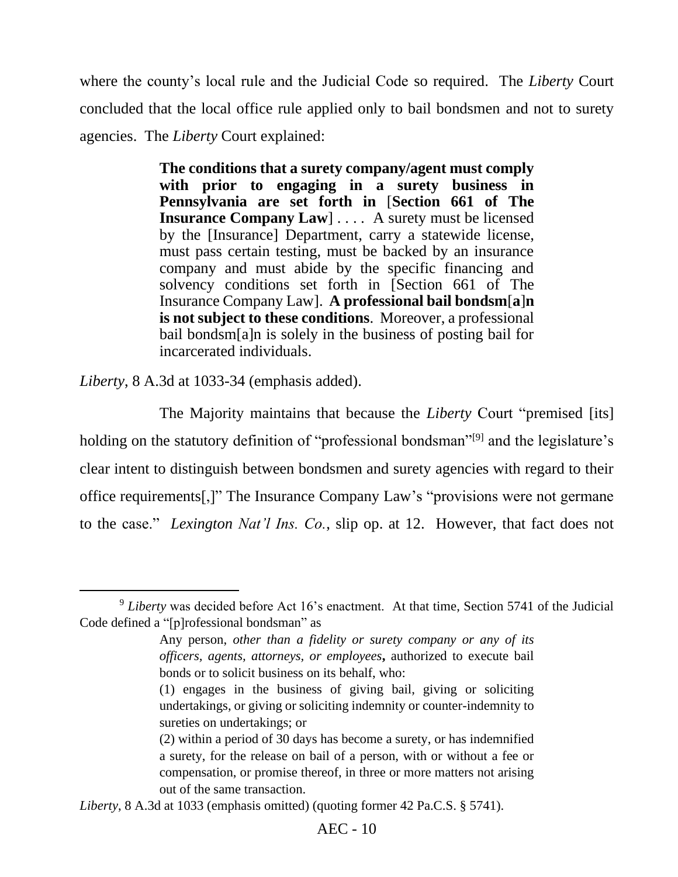where the county's local rule and the Judicial Code so required. The *Liberty* Court concluded that the local office rule applied only to bail bondsmen and not to surety agencies. The *Liberty* Court explained:

> **The conditions that a surety company/agent must comply with prior to engaging in a surety business in Pennsylvania are set forth in** [**Section 661 of The Insurance Company Law**] . . . . A surety must be licensed by the [Insurance] Department, carry a statewide license, must pass certain testing, must be backed by an insurance company and must abide by the specific financing and solvency conditions set forth in [Section 661 of The Insurance Company Law]. **A professional bail bondsm**[**a**]**n is not subject to these conditions**. Moreover, a professional bail bondsm[a]n is solely in the business of posting bail for incarcerated individuals.

*Liberty*, 8 A.3d at 1033-34 (emphasis added).

The Majority maintains that because the *Liberty* Court "premised [its] holding on the statutory definition of "professional bondsman"[9] and the legislature's clear intent to distinguish between bondsmen and surety agencies with regard to their office requirements[,]" The Insurance Company Law's "provisions were not germane to the case." *Lexington Nat'l Ins. Co.*, slip op. at 12. However, that fact does not

---

[9] *Liberty* was decided before Act 16's enactment. At that time, Section 5741 of the Judicial Code defined a "[p]rofessional bondsman" as

> Any person, *other than a fidelity or surety company or any of its officers, agents, attorneys, or employees***,** authorized to execute bail bonds or to solicit business on its behalf, who:
>
> (1) engages in the business of giving bail, giving or soliciting undertakings, or giving or soliciting indemnity or counter-indemnity to sureties on undertakings; or
>
> (2) within a period of 30 days has become a surety, or has indemnified a surety, for the release on bail of a person, with or without a fee or compensation, or promise thereof, in three or more matters not arising out of the same transaction.

*Liberty*, 8 A.3d at 1033 (emphasis omitted) (quoting former 42 Pa.C.S. § 5741).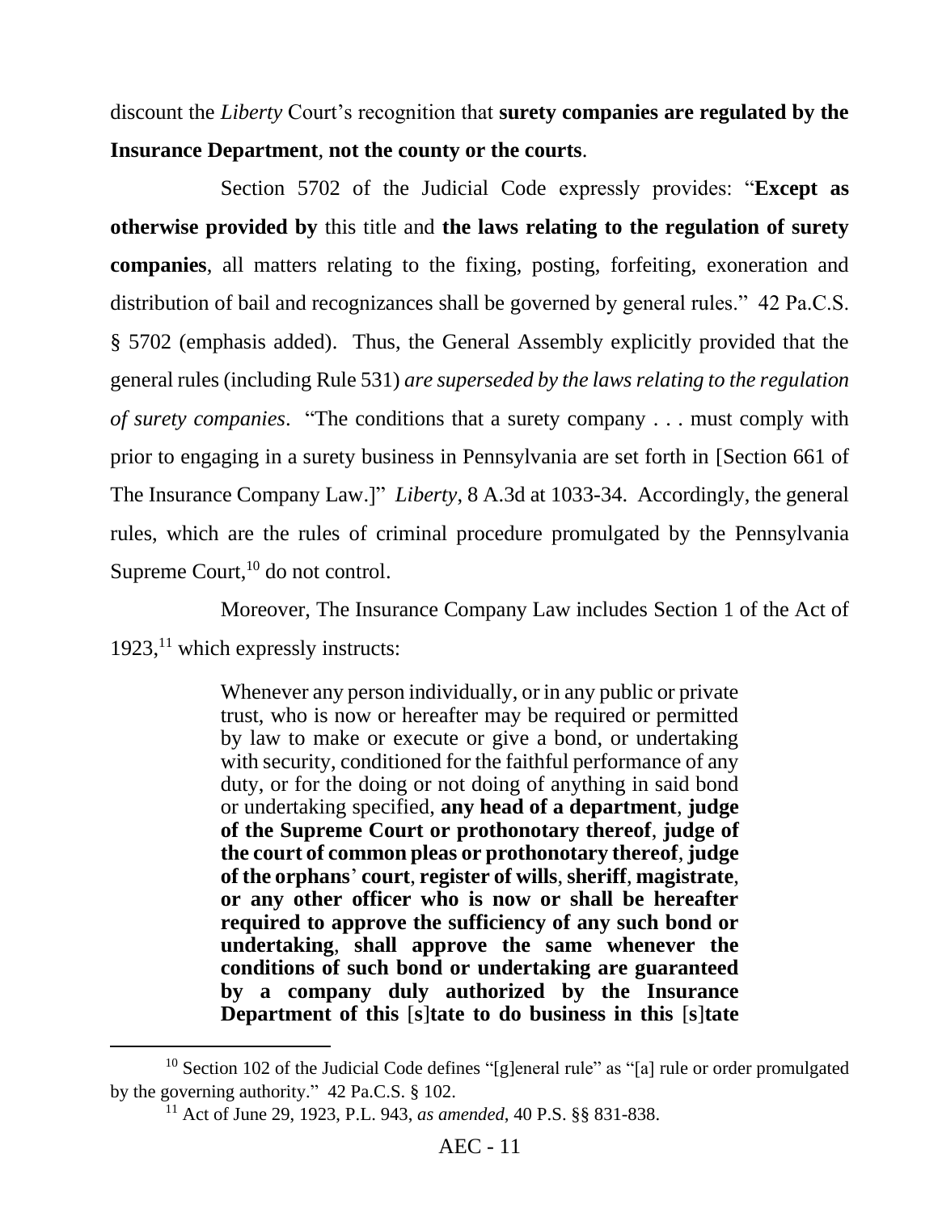discount the *Liberty* Court's recognition that **surety companies are regulated by the Insurance Department**, **not the county or the courts**.

Section 5702 of the Judicial Code expressly provides: "**Except as otherwise provided by** this title and **the laws relating to the regulation of surety companies**, all matters relating to the fixing, posting, forfeiting, exoneration and distribution of bail and recognizances shall be governed by general rules." 42 Pa.C.S. § 5702 (emphasis added). Thus, the General Assembly explicitly provided that the general rules (including Rule 531) *are superseded by the laws relating to the regulation of surety companies*. "The conditions that a surety company . . . must comply with prior to engaging in a surety business in Pennsylvania are set forth in [Section 661 of The Insurance Company Law.]" *Liberty*, 8 A.3d at 1033-34. Accordingly, the general rules, which are the rules of criminal procedure promulgated by the Pennsylvania Supreme Court,[10] do not control.

Moreover, The Insurance Company Law includes Section 1 of the Act of 1923,[11] which expressly instructs:

> Whenever any person individually, or in any public or private trust, who is now or hereafter may be required or permitted by law to make or execute or give a bond, or undertaking with security, conditioned for the faithful performance of any duty, or for the doing or not doing of anything in said bond or undertaking specified, **any head of a department**, **judge of the Supreme Court or prothonotary thereof**, **judge of the court of common pleas or prothonotary thereof**, **judge of the orphans' court**, **register of wills**, **sheriff**, **magistrate**, **or any other officer who is now or shall be hereafter required to approve the sufficiency of any such bond or undertaking**, **shall approve the same whenever the conditions of such bond or undertaking are guaranteed by a company duly authorized by the Insurance Department of this [s]tate to do business in this [s]tate**

[10] Section 102 of the Judicial Code defines "[g]eneral rule" as "[a] rule or order promulgated by the governing authority." 42 Pa.C.S. § 102.

[11] Act of June 29, 1923, P.L. 943, *as amended*, 40 P.S. §§ 831-838.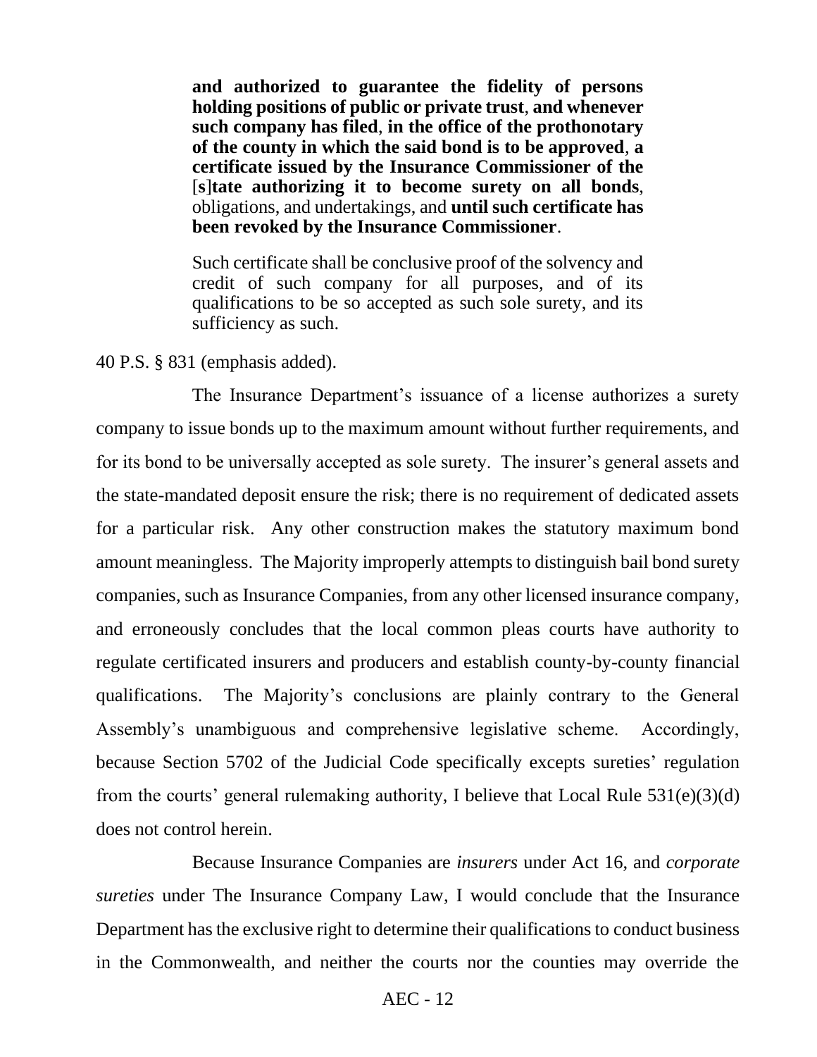> **and authorized to guarantee the fidelity of persons holding positions of public or private trust**, **and whenever such company has filed**, **in the office of the prothonotary of the county in which the said bond is to be approved**, **a certificate issued by the Insurance Commissioner of the** [**s**]**tate authorizing it to become surety on all bonds**, obligations, and undertakings, and **until such certificate has been revoked by the Insurance Commissioner**.
>
> Such certificate shall be conclusive proof of the solvency and credit of such company for all purposes, and of its qualifications to be so accepted as such sole surety, and its sufficiency as such.

40 P.S. § 831 (emphasis added).

The Insurance Department's issuance of a license authorizes a surety company to issue bonds up to the maximum amount without further requirements, and for its bond to be universally accepted as sole surety. The insurer's general assets and the state-mandated deposit ensure the risk; there is no requirement of dedicated assets for a particular risk. Any other construction makes the statutory maximum bond amount meaningless. The Majority improperly attempts to distinguish bail bond surety companies, such as Insurance Companies, from any other licensed insurance company, and erroneously concludes that the local common pleas courts have authority to regulate certificated insurers and producers and establish county-by-county financial qualifications. The Majority's conclusions are plainly contrary to the General Assembly's unambiguous and comprehensive legislative scheme. Accordingly, because Section 5702 of the Judicial Code specifically excepts sureties' regulation from the courts' general rulemaking authority, I believe that Local Rule 531(e)(3)(d) does not control herein.

Because Insurance Companies are *insurers* under Act 16, and *corporate sureties* under The Insurance Company Law, I would conclude that the Insurance Department has the exclusive right to determine their qualifications to conduct business in the Commonwealth, and neither the courts nor the counties may override the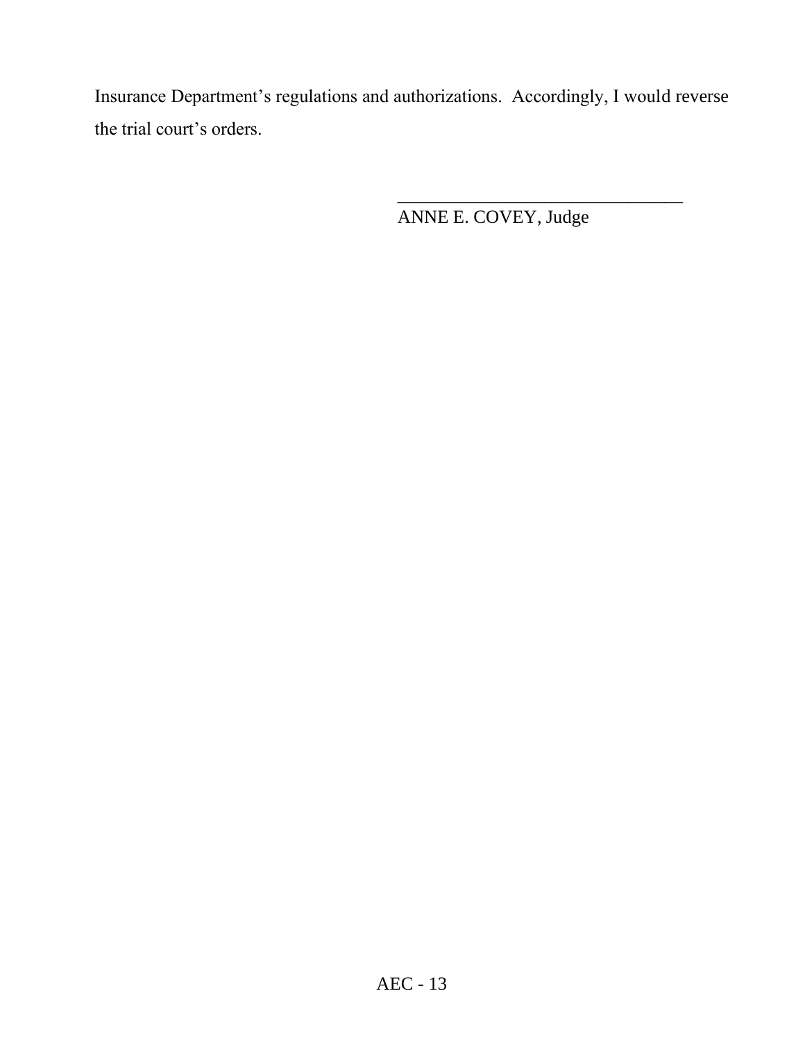Insurance Department's regulations and authorizations. Accordingly, I would reverse the trial court's orders.

\_\_\_\_\_\_\_\_\_\_\_\_\_\_\_\_\_\_\_\_\_\_\_\_\_\_\_\_\_\_\_\_\_\_
ANNE E. COVEY, Judge